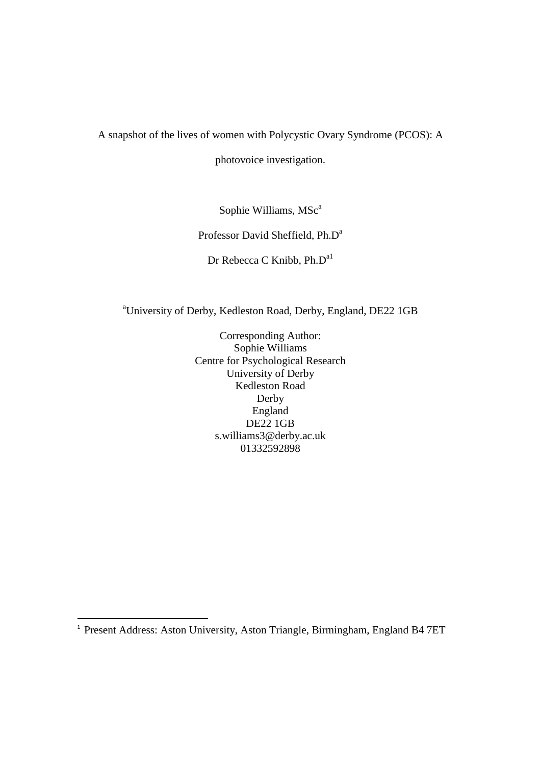A snapshot of the lives of women with Polycystic Ovary Syndrome (PCOS): A photovoice investigation.

Sophie Williams, MSc[a]

Professor David Sheffield, Ph.D[a]

Dr Rebecca C Knibb, Ph.D[a1]

[a]University of Derby, Kedleston Road, Derby, England, DE22 1GB

Corresponding Author:
Sophie Williams
Centre for Psychological Research
University of Derby
Kedleston Road
Derby
England
DE22 1GB
s.williams3@derby.ac.uk
01332592898

[1] Present Address: Aston University, Aston Triangle, Birmingham, England B4 7ET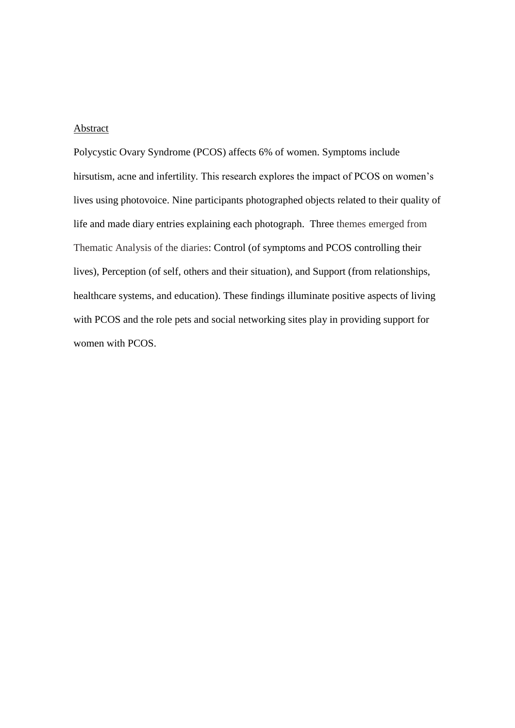## Abstract

Polycystic Ovary Syndrome (PCOS) affects 6% of women. Symptoms include hirsutism, acne and infertility. This research explores the impact of PCOS on women's lives using photovoice. Nine participants photographed objects related to their quality of life and made diary entries explaining each photograph. Three themes emerged from Thematic Analysis of the diaries: Control (of symptoms and PCOS controlling their lives), Perception (of self, others and their situation), and Support (from relationships, healthcare systems, and education). These findings illuminate positive aspects of living with PCOS and the role pets and social networking sites play in providing support for women with PCOS.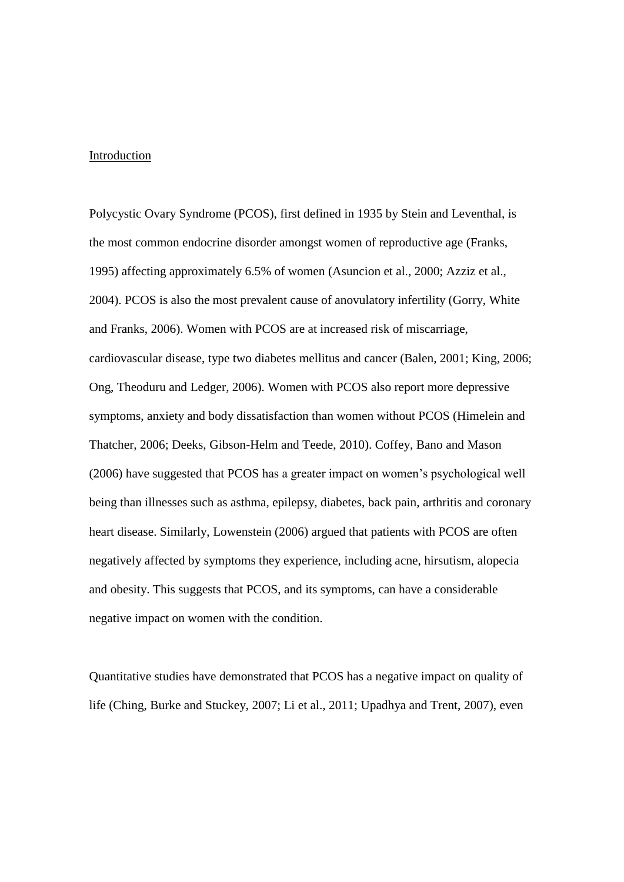## Introduction

Polycystic Ovary Syndrome (PCOS), first defined in 1935 by Stein and Leventhal, is the most common endocrine disorder amongst women of reproductive age (Franks, 1995) affecting approximately 6.5% of women (Asuncion et al., 2000; Azziz et al., 2004). PCOS is also the most prevalent cause of anovulatory infertility (Gorry, White and Franks, 2006). Women with PCOS are at increased risk of miscarriage, cardiovascular disease, type two diabetes mellitus and cancer (Balen, 2001; King, 2006; Ong, Theoduru and Ledger, 2006). Women with PCOS also report more depressive symptoms, anxiety and body dissatisfaction than women without PCOS (Himelein and Thatcher, 2006; Deeks, Gibson-Helm and Teede, 2010). Coffey, Bano and Mason (2006) have suggested that PCOS has a greater impact on women's psychological well being than illnesses such as asthma, epilepsy, diabetes, back pain, arthritis and coronary heart disease. Similarly, Lowenstein (2006) argued that patients with PCOS are often negatively affected by symptoms they experience, including acne, hirsutism, alopecia and obesity. This suggests that PCOS, and its symptoms, can have a considerable negative impact on women with the condition.

Quantitative studies have demonstrated that PCOS has a negative impact on quality of life (Ching, Burke and Stuckey, 2007; Li et al., 2011; Upadhya and Trent, 2007), even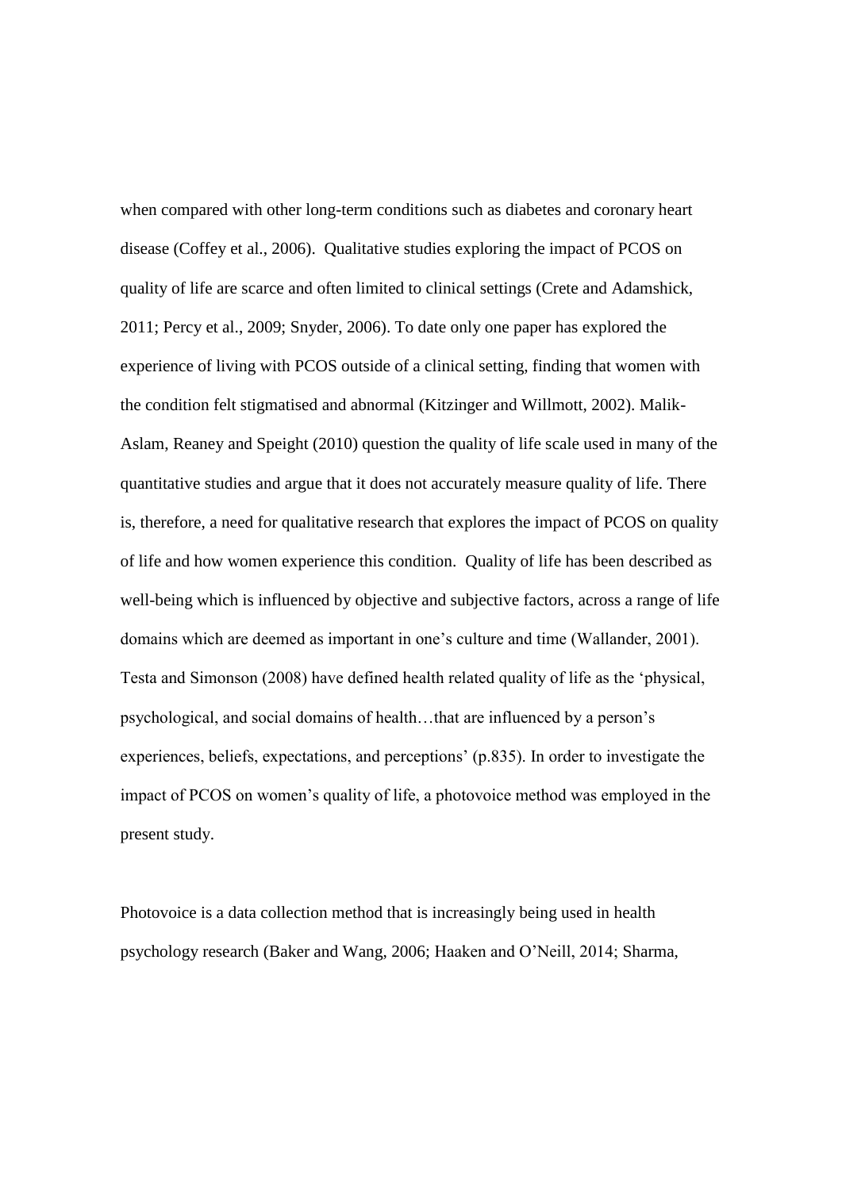when compared with other long-term conditions such as diabetes and coronary heart disease (Coffey et al., 2006). Qualitative studies exploring the impact of PCOS on quality of life are scarce and often limited to clinical settings (Crete and Adamshick, 2011; Percy et al., 2009; Snyder, 2006). To date only one paper has explored the experience of living with PCOS outside of a clinical setting, finding that women with the condition felt stigmatised and abnormal (Kitzinger and Willmott, 2002). Malik-Aslam, Reaney and Speight (2010) question the quality of life scale used in many of the quantitative studies and argue that it does not accurately measure quality of life. There is, therefore, a need for qualitative research that explores the impact of PCOS on quality of life and how women experience this condition. Quality of life has been described as well-being which is influenced by objective and subjective factors, across a range of life domains which are deemed as important in one's culture and time (Wallander, 2001). Testa and Simonson (2008) have defined health related quality of life as the 'physical, psychological, and social domains of health…that are influenced by a person's experiences, beliefs, expectations, and perceptions' (p.835). In order to investigate the impact of PCOS on women's quality of life, a photovoice method was employed in the present study.

Photovoice is a data collection method that is increasingly being used in health psychology research (Baker and Wang, 2006; Haaken and O'Neill, 2014; Sharma,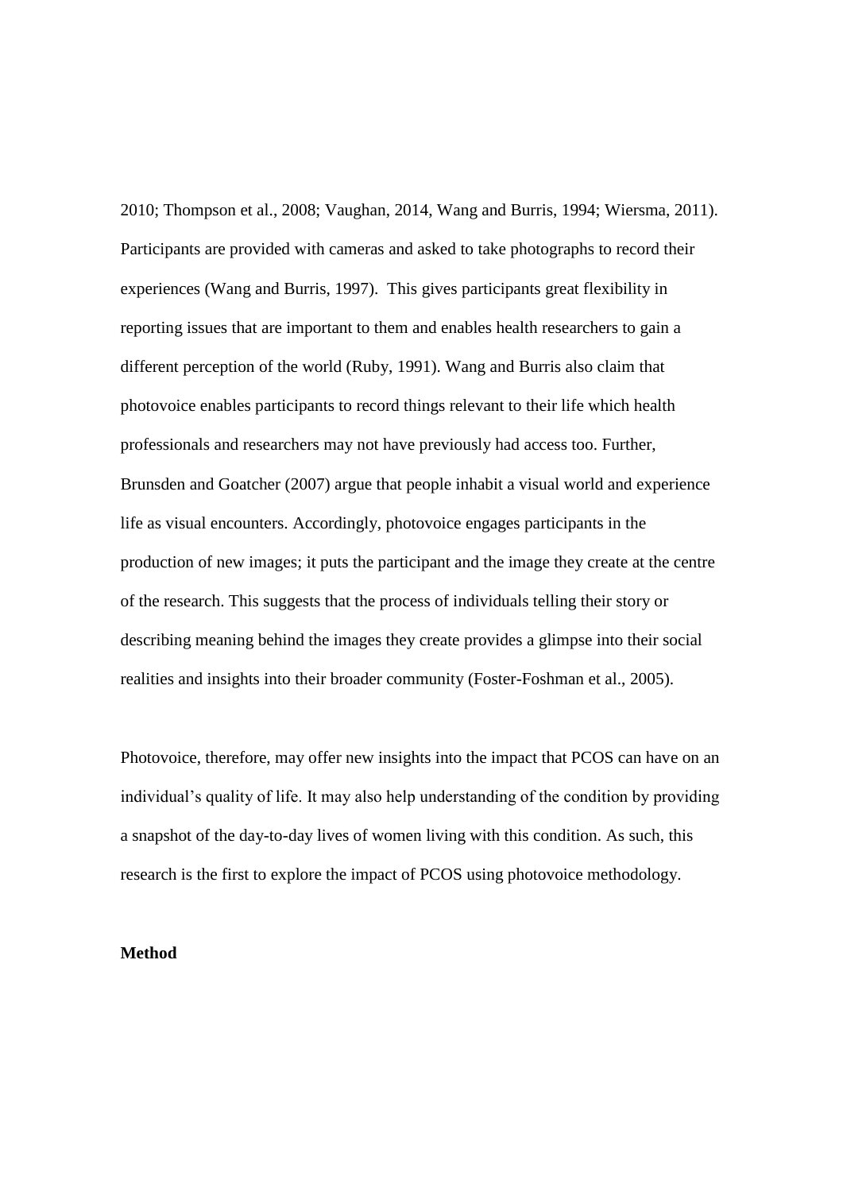2010; Thompson et al., 2008; Vaughan, 2014, Wang and Burris, 1994; Wiersma, 2011). Participants are provided with cameras and asked to take photographs to record their experiences (Wang and Burris, 1997). This gives participants great flexibility in reporting issues that are important to them and enables health researchers to gain a different perception of the world (Ruby, 1991). Wang and Burris also claim that photovoice enables participants to record things relevant to their life which health professionals and researchers may not have previously had access too. Further, Brunsden and Goatcher (2007) argue that people inhabit a visual world and experience life as visual encounters. Accordingly, photovoice engages participants in the production of new images; it puts the participant and the image they create at the centre of the research. This suggests that the process of individuals telling their story or describing meaning behind the images they create provides a glimpse into their social realities and insights into their broader community (Foster-Foshman et al., 2005).

Photovoice, therefore, may offer new insights into the impact that PCOS can have on an individual's quality of life. It may also help understanding of the condition by providing a snapshot of the day-to-day lives of women living with this condition. As such, this research is the first to explore the impact of PCOS using photovoice methodology.

**Method**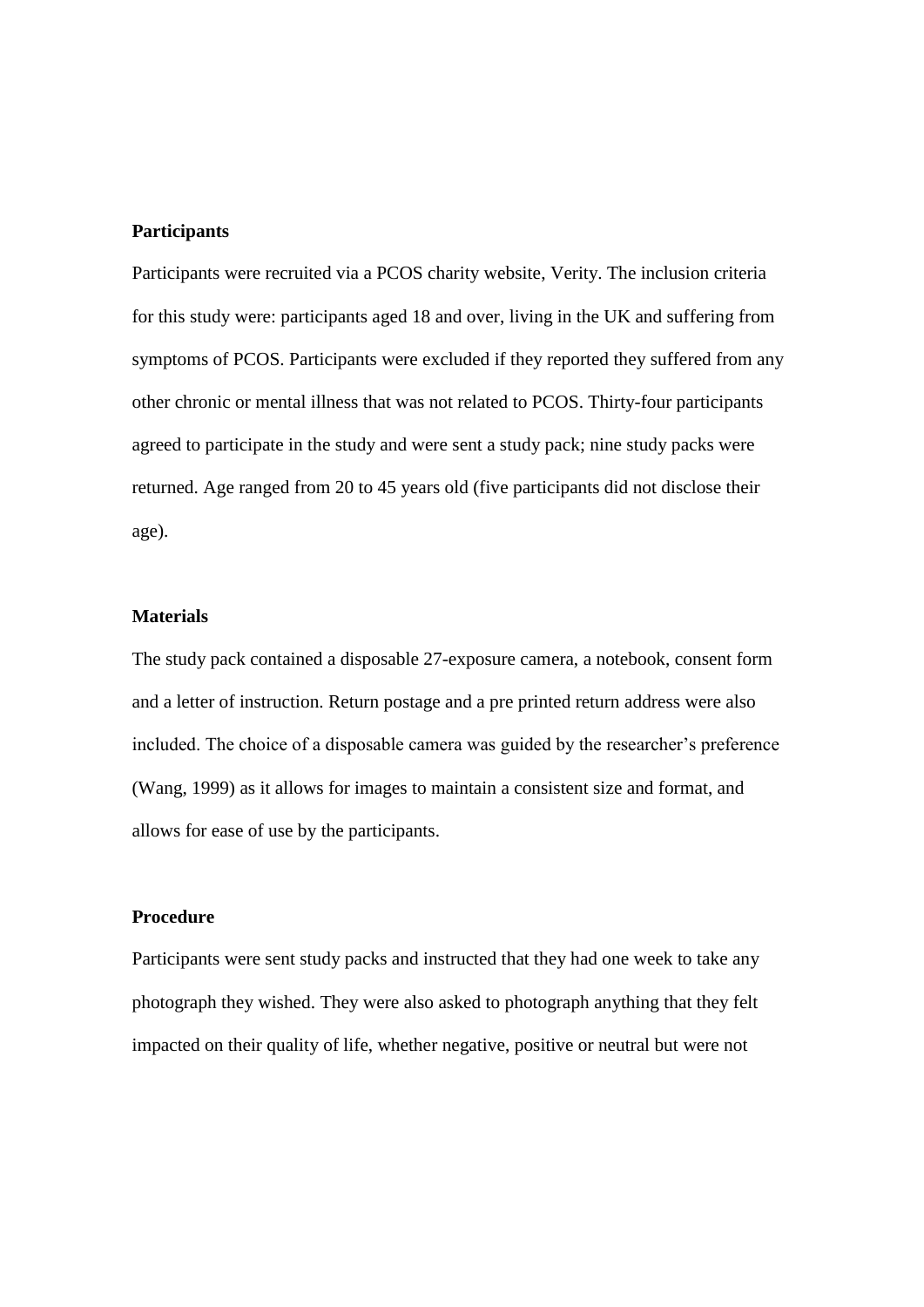**Participants**

Participants were recruited via a PCOS charity website, Verity. The inclusion criteria for this study were: participants aged 18 and over, living in the UK and suffering from symptoms of PCOS. Participants were excluded if they reported they suffered from any other chronic or mental illness that was not related to PCOS. Thirty-four participants agreed to participate in the study and were sent a study pack; nine study packs were returned. Age ranged from 20 to 45 years old (five participants did not disclose their age).

**Materials**

The study pack contained a disposable 27-exposure camera, a notebook, consent form and a letter of instruction. Return postage and a pre printed return address were also included. The choice of a disposable camera was guided by the researcher's preference (Wang, 1999) as it allows for images to maintain a consistent size and format, and allows for ease of use by the participants.

**Procedure**

Participants were sent study packs and instructed that they had one week to take any photograph they wished. They were also asked to photograph anything that they felt impacted on their quality of life, whether negative, positive or neutral but were not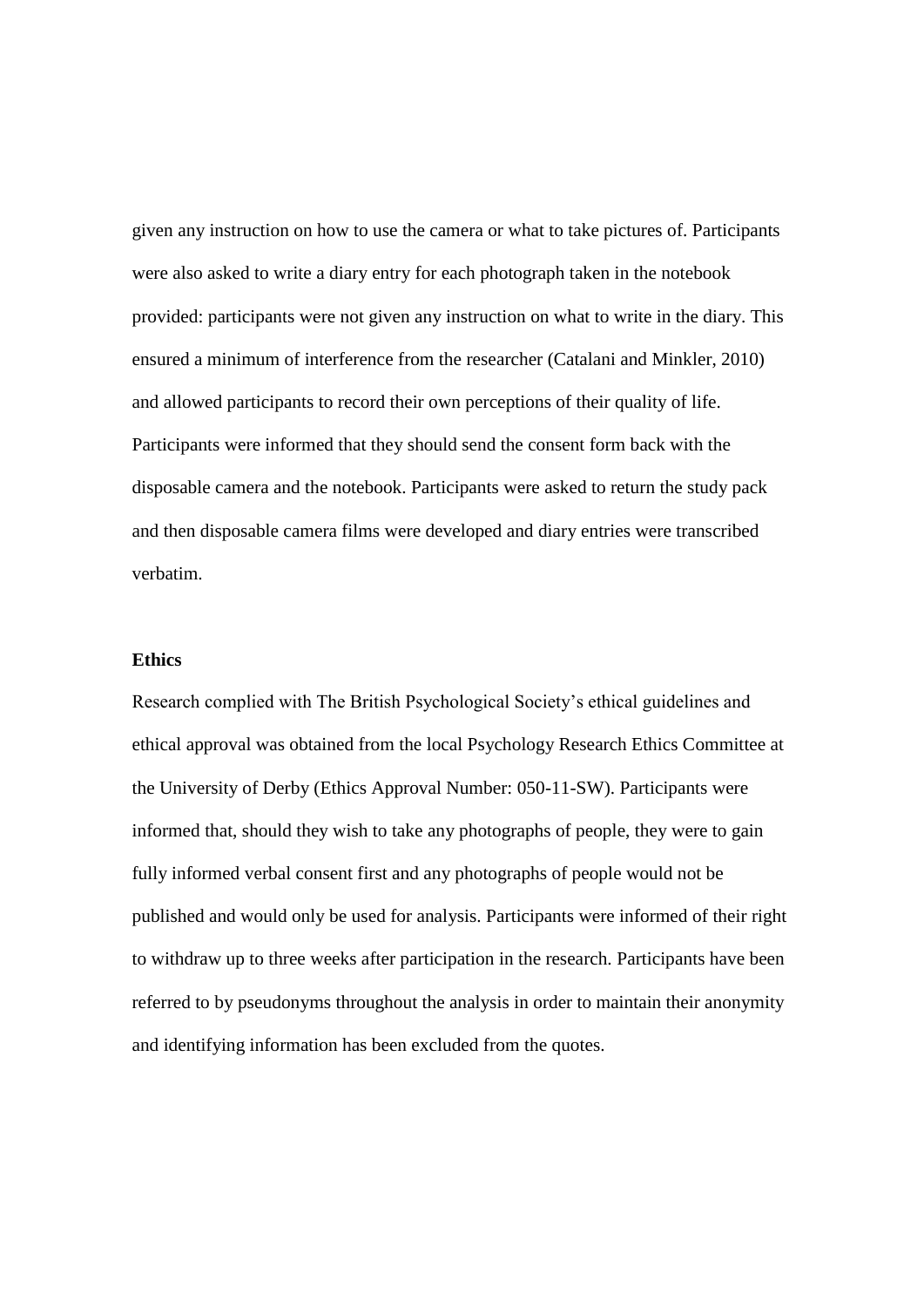given any instruction on how to use the camera or what to take pictures of. Participants were also asked to write a diary entry for each photograph taken in the notebook provided: participants were not given any instruction on what to write in the diary. This ensured a minimum of interference from the researcher (Catalani and Minkler, 2010) and allowed participants to record their own perceptions of their quality of life. Participants were informed that they should send the consent form back with the disposable camera and the notebook. Participants were asked to return the study pack and then disposable camera films were developed and diary entries were transcribed verbatim.

**Ethics**

Research complied with The British Psychological Society's ethical guidelines and ethical approval was obtained from the local Psychology Research Ethics Committee at the University of Derby (Ethics Approval Number: 050-11-SW). Participants were informed that, should they wish to take any photographs of people, they were to gain fully informed verbal consent first and any photographs of people would not be published and would only be used for analysis. Participants were informed of their right to withdraw up to three weeks after participation in the research. Participants have been referred to by pseudonyms throughout the analysis in order to maintain their anonymity and identifying information has been excluded from the quotes.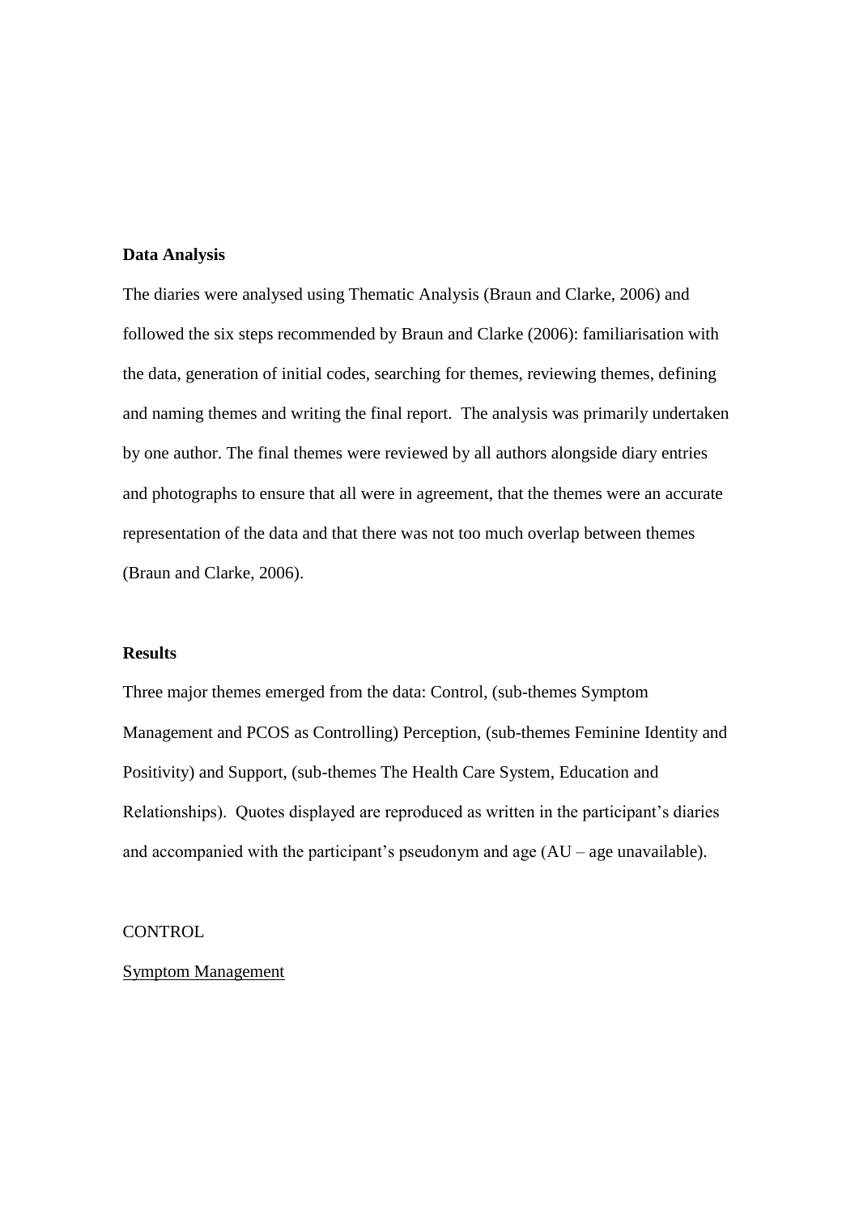**Data Analysis**

The diaries were analysed using Thematic Analysis (Braun and Clarke, 2006) and followed the six steps recommended by Braun and Clarke (2006): familiarisation with the data, generation of initial codes, searching for themes, reviewing themes, defining and naming themes and writing the final report. The analysis was primarily undertaken by one author. The final themes were reviewed by all authors alongside diary entries and photographs to ensure that all were in agreement, that the themes were an accurate representation of the data and that there was not too much overlap between themes (Braun and Clarke, 2006).

**Results**

Three major themes emerged from the data: Control, (sub-themes Symptom Management and PCOS as Controlling) Perception, (sub-themes Feminine Identity and Positivity) and Support, (sub-themes The Health Care System, Education and Relationships). Quotes displayed are reproduced as written in the participant's diaries and accompanied with the participant's pseudonym and age (AU – age unavailable).

CONTROL

<u>Symptom Management</u>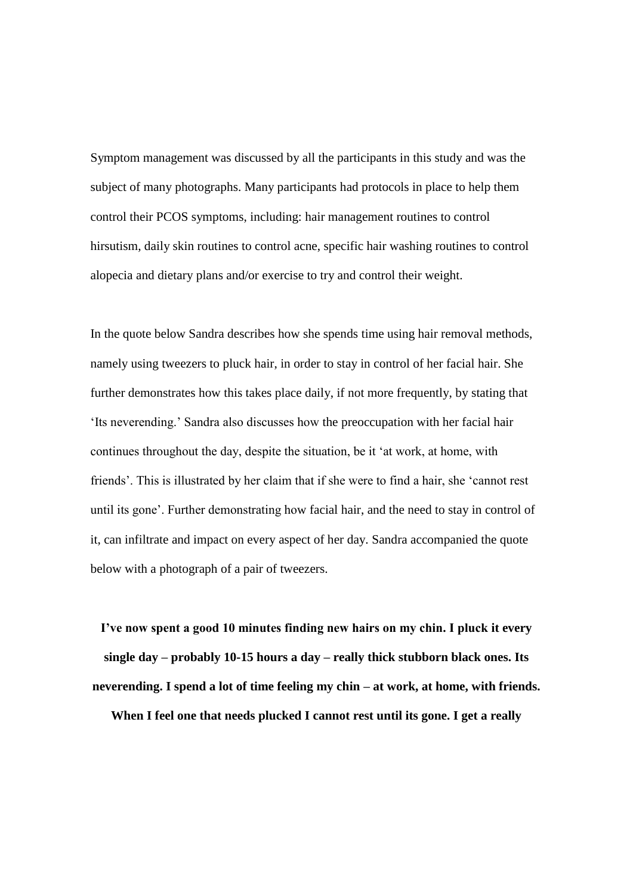Symptom management was discussed by all the participants in this study and was the subject of many photographs. Many participants had protocols in place to help them control their PCOS symptoms, including: hair management routines to control hirsutism, daily skin routines to control acne, specific hair washing routines to control alopecia and dietary plans and/or exercise to try and control their weight.

In the quote below Sandra describes how she spends time using hair removal methods, namely using tweezers to pluck hair, in order to stay in control of her facial hair. She further demonstrates how this takes place daily, if not more frequently, by stating that 'Its neverending.' Sandra also discusses how the preoccupation with her facial hair continues throughout the day, despite the situation, be it 'at work, at home, with friends'. This is illustrated by her claim that if she were to find a hair, she 'cannot rest until its gone'. Further demonstrating how facial hair, and the need to stay in control of it, can infiltrate and impact on every aspect of her day. Sandra accompanied the quote below with a photograph of a pair of tweezers.

**I've now spent a good 10 minutes finding new hairs on my chin. I pluck it every single day – probably 10-15 hours a day – really thick stubborn black ones. Its neverending. I spend a lot of time feeling my chin – at work, at home, with friends. When I feel one that needs plucked I cannot rest until its gone. I get a really**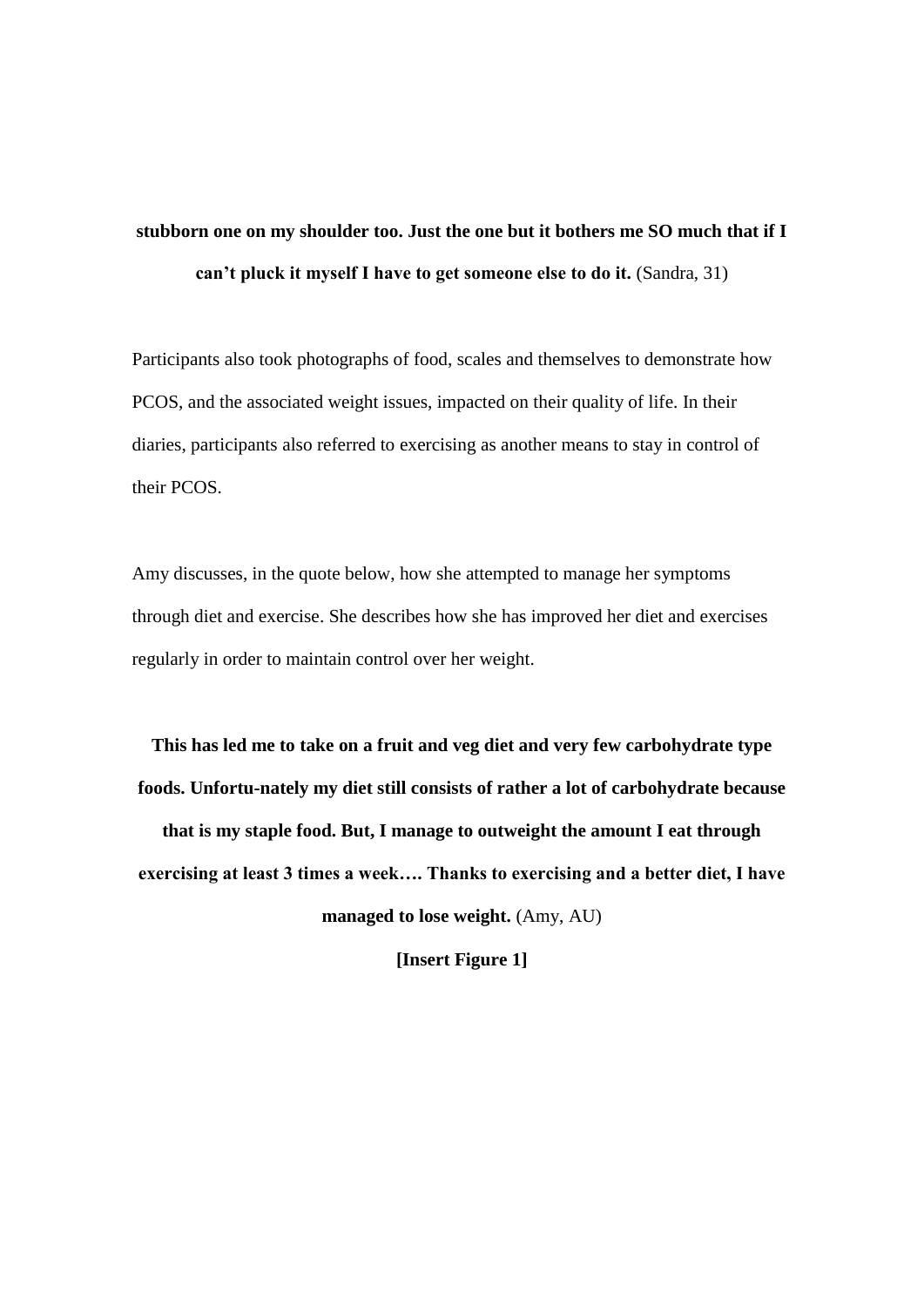**stubborn one on my shoulder too. Just the one but it bothers me SO much that if I can't pluck it myself I have to get someone else to do it.** (Sandra, 31)

Participants also took photographs of food, scales and themselves to demonstrate how PCOS, and the associated weight issues, impacted on their quality of life. In their diaries, participants also referred to exercising as another means to stay in control of their PCOS.

Amy discusses, in the quote below, how she attempted to manage her symptoms through diet and exercise. She describes how she has improved her diet and exercises regularly in order to maintain control over her weight.

**This has led me to take on a fruit and veg diet and very few carbohydrate type foods. Unfortu-nately my diet still consists of rather a lot of carbohydrate because that is my staple food. But, I manage to outweight the amount I eat through exercising at least 3 times a week…. Thanks to exercising and a better diet, I have managed to lose weight.** (Amy, AU)

**[Insert Figure 1]**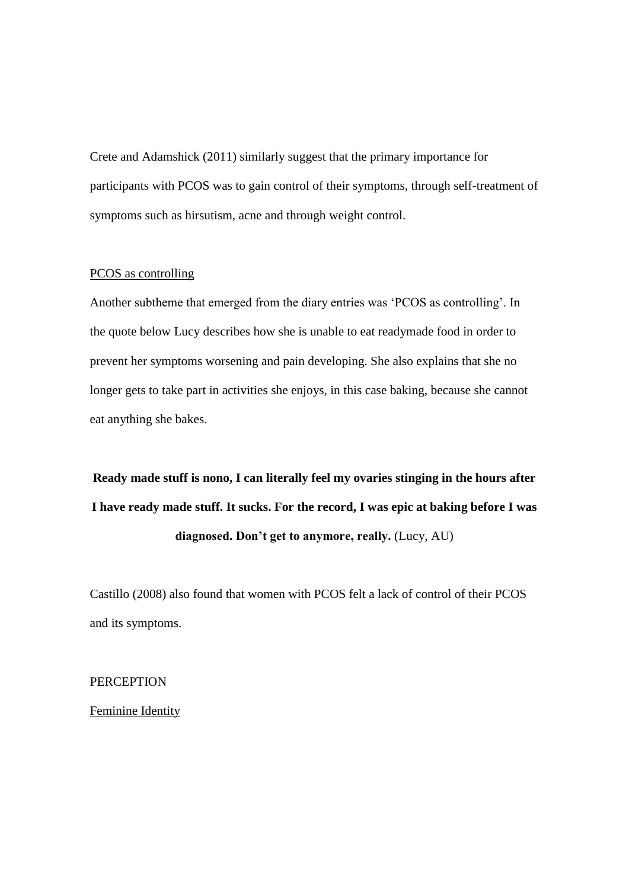Crete and Adamshick (2011) similarly suggest that the primary importance for participants with PCOS was to gain control of their symptoms, through self-treatment of symptoms such as hirsutism, acne and through weight control.

<u>PCOS as controlling</u>

Another subtheme that emerged from the diary entries was 'PCOS as controlling'. In the quote below Lucy describes how she is unable to eat readymade food in order to prevent her symptoms worsening and pain developing. She also explains that she no longer gets to take part in activities she enjoys, in this case baking, because she cannot eat anything she bakes.

> **Ready made stuff is nono, I can literally feel my ovaries stinging in the hours after I have ready made stuff. It sucks. For the record, I was epic at baking before I was diagnosed. Don't get to anymore, really.** (Lucy, AU)

Castillo (2008) also found that women with PCOS felt a lack of control of their PCOS and its symptoms.

PERCEPTION

<u>Feminine Identity</u>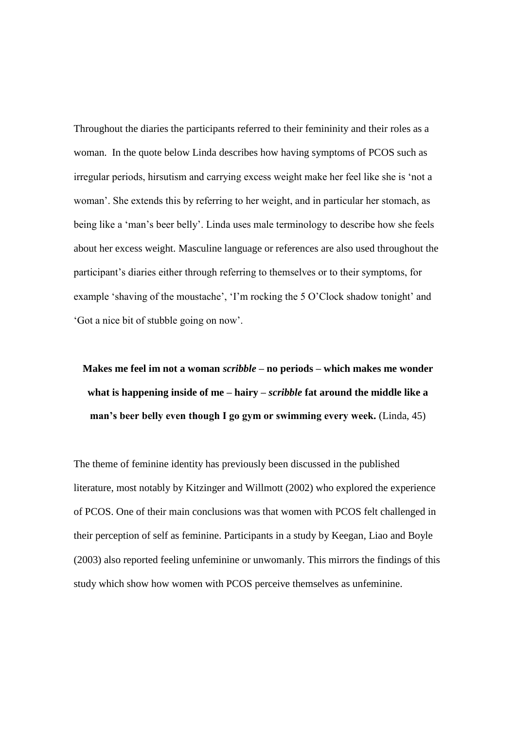Throughout the diaries the participants referred to their femininity and their roles as a woman. In the quote below Linda describes how having symptoms of PCOS such as irregular periods, hirsutism and carrying excess weight make her feel like she is 'not a woman'. She extends this by referring to her weight, and in particular her stomach, as being like a 'man's beer belly'. Linda uses male terminology to describe how she feels about her excess weight. Masculine language or references are also used throughout the participant's diaries either through referring to themselves or to their symptoms, for example 'shaving of the moustache', 'I'm rocking the 5 O'Clock shadow tonight' and 'Got a nice bit of stubble going on now'.

> **Makes me feel im not a woman *scribble* – no periods – which makes me wonder what is happening inside of me – hairy – *scribble* fat around the middle like a man's beer belly even though I go gym or swimming every week.** (Linda, 45)

The theme of feminine identity has previously been discussed in the published literature, most notably by Kitzinger and Willmott (2002) who explored the experience of PCOS. One of their main conclusions was that women with PCOS felt challenged in their perception of self as feminine. Participants in a study by Keegan, Liao and Boyle (2003) also reported feeling unfeminine or unwomanly. This mirrors the findings of this study which show how women with PCOS perceive themselves as unfeminine.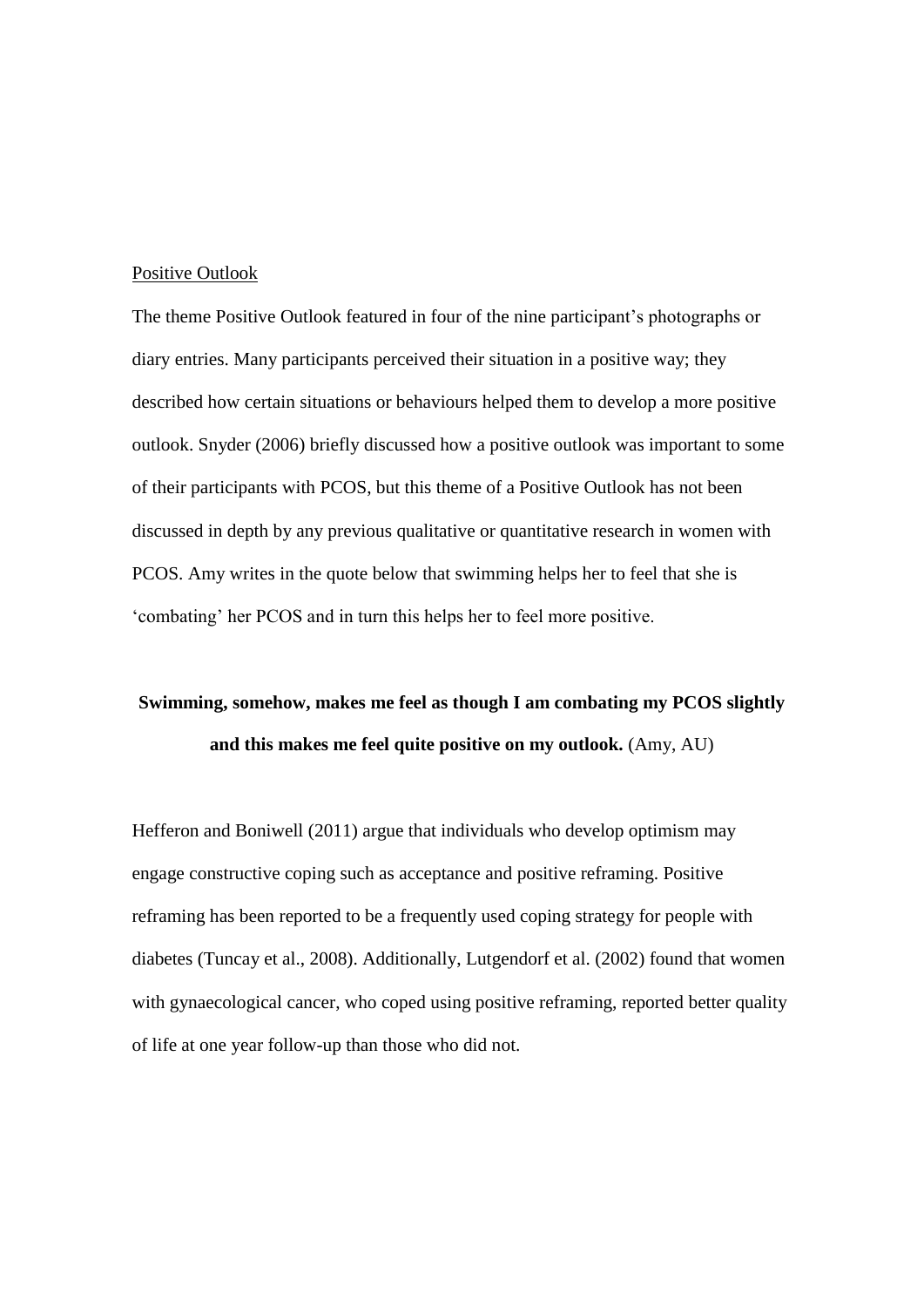## Positive Outlook

The theme Positive Outlook featured in four of the nine participant's photographs or diary entries. Many participants perceived their situation in a positive way; they described how certain situations or behaviours helped them to develop a more positive outlook. Snyder (2006) briefly discussed how a positive outlook was important to some of their participants with PCOS, but this theme of a Positive Outlook has not been discussed in depth by any previous qualitative or quantitative research in women with PCOS. Amy writes in the quote below that swimming helps her to feel that she is 'combating' her PCOS and in turn this helps her to feel more positive.

> **Swimming, somehow, makes me feel as though I am combating my PCOS slightly and this makes me feel quite positive on my outlook.** (Amy, AU)

Hefferon and Boniwell (2011) argue that individuals who develop optimism may engage constructive coping such as acceptance and positive reframing. Positive reframing has been reported to be a frequently used coping strategy for people with diabetes (Tuncay et al., 2008). Additionally, Lutgendorf et al. (2002) found that women with gynaecological cancer, who coped using positive reframing, reported better quality of life at one year follow-up than those who did not.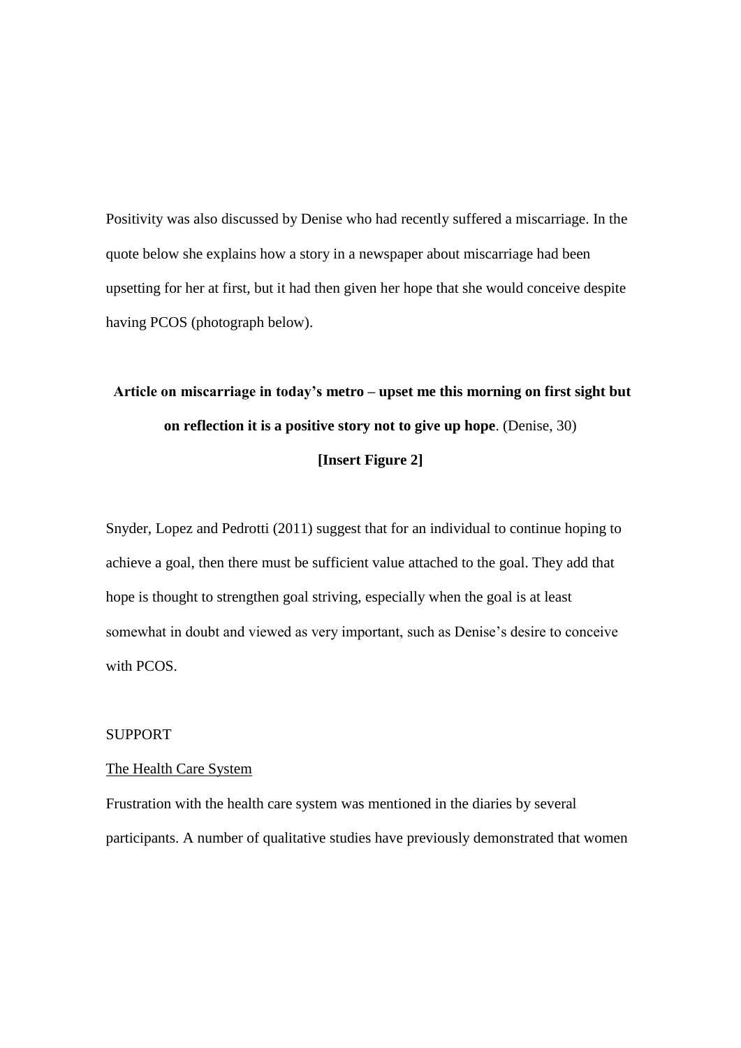Positivity was also discussed by Denise who had recently suffered a miscarriage. In the quote below she explains how a story in a newspaper about miscarriage had been upsetting for her at first, but it had then given her hope that she would conceive despite having PCOS (photograph below).

**Article on miscarriage in today's metro – upset me this morning on first sight but on reflection it is a positive story not to give up hope**. (Denise, 30)

**[Insert Figure 2]**

Snyder, Lopez and Pedrotti (2011) suggest that for an individual to continue hoping to achieve a goal, then there must be sufficient value attached to the goal. They add that hope is thought to strengthen goal striving, especially when the goal is at least somewhat in doubt and viewed as very important, such as Denise's desire to conceive with PCOS.

## SUPPORT

### The Health Care System

Frustration with the health care system was mentioned in the diaries by several participants. A number of qualitative studies have previously demonstrated that women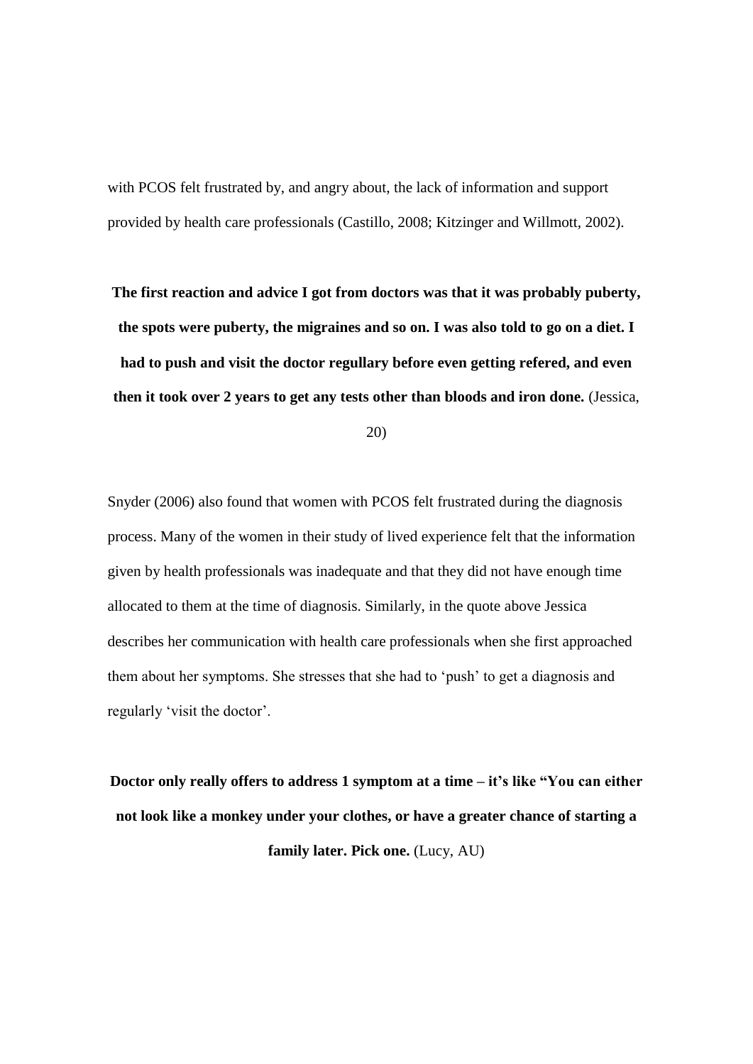with PCOS felt frustrated by, and angry about, the lack of information and support provided by health care professionals (Castillo, 2008; Kitzinger and Willmott, 2002).

**The first reaction and advice I got from doctors was that it was probably puberty, the spots were puberty, the migraines and so on. I was also told to go on a diet. I had to push and visit the doctor regullary before even getting refered, and even then it took over 2 years to get any tests other than bloods and iron done.** (Jessica, 20)

Snyder (2006) also found that women with PCOS felt frustrated during the diagnosis process. Many of the women in their study of lived experience felt that the information given by health professionals was inadequate and that they did not have enough time allocated to them at the time of diagnosis. Similarly, in the quote above Jessica describes her communication with health care professionals when she first approached them about her symptoms. She stresses that she had to 'push' to get a diagnosis and regularly 'visit the doctor'.

**Doctor only really offers to address 1 symptom at a time – it's like "You can either not look like a monkey under your clothes, or have a greater chance of starting a family later. Pick one.** (Lucy, AU)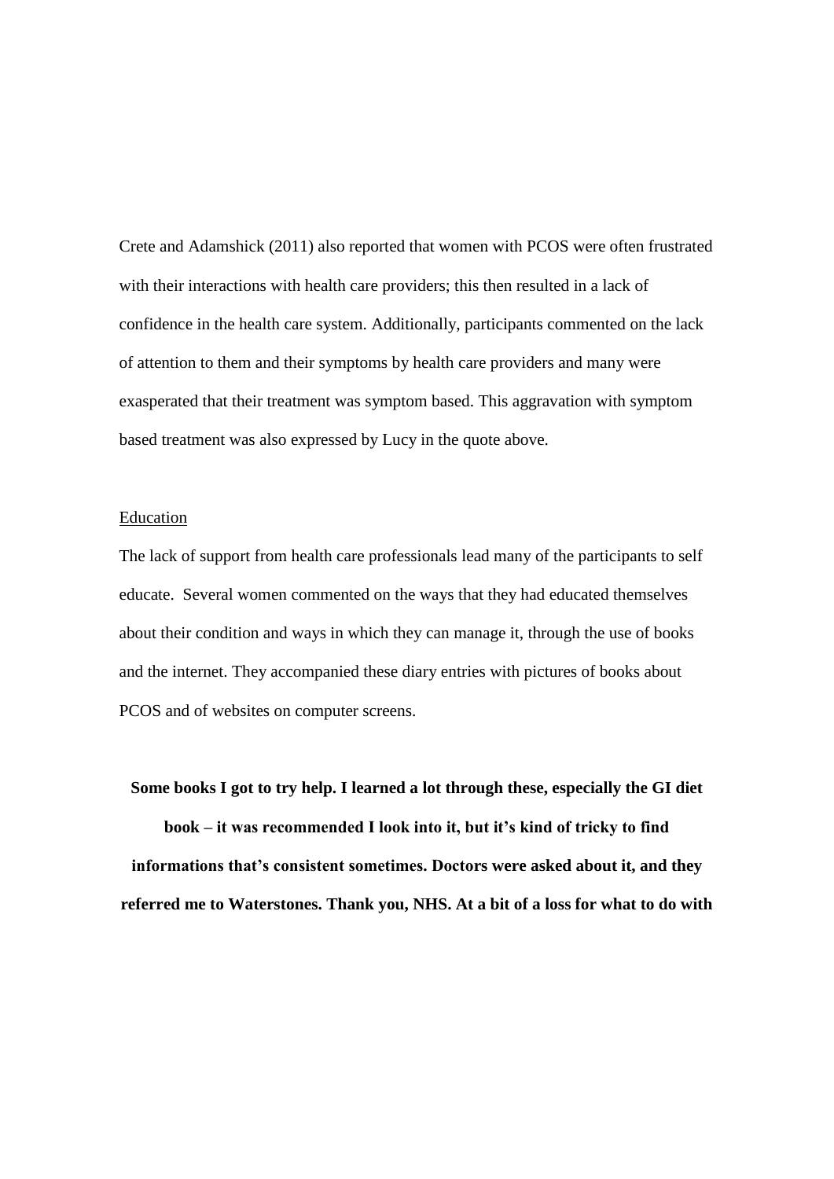Crete and Adamshick (2011) also reported that women with PCOS were often frustrated with their interactions with health care providers; this then resulted in a lack of confidence in the health care system. Additionally, participants commented on the lack of attention to them and their symptoms by health care providers and many were exasperated that their treatment was symptom based. This aggravation with symptom based treatment was also expressed by Lucy in the quote above.

<u>Education</u>

The lack of support from health care professionals lead many of the participants to self educate. Several women commented on the ways that they had educated themselves about their condition and ways in which they can manage it, through the use of books and the internet. They accompanied these diary entries with pictures of books about PCOS and of websites on computer screens.

**Some books I got to try help. I learned a lot through these, especially the GI diet book – it was recommended I look into it, but it's kind of tricky to find informations that's consistent sometimes. Doctors were asked about it, and they referred me to Waterstones. Thank you, NHS. At a bit of a loss for what to do with**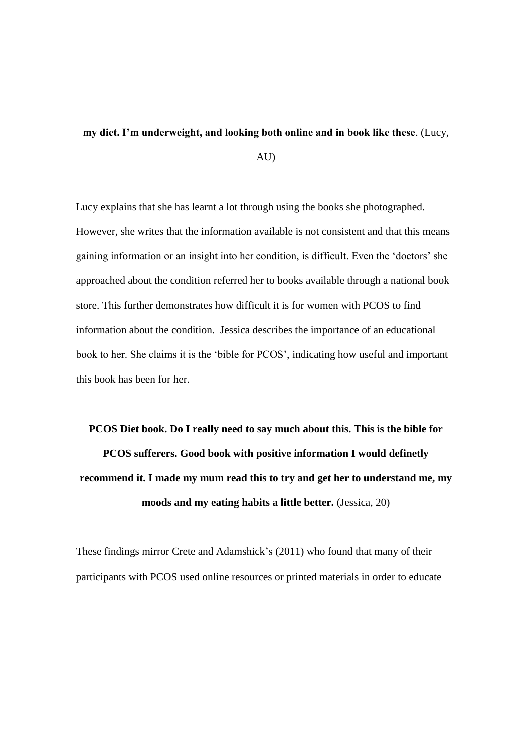**my diet. I'm underweight, and looking both online and in book like these**. (Lucy, AU)

Lucy explains that she has learnt a lot through using the books she photographed. However, she writes that the information available is not consistent and that this means gaining information or an insight into her condition, is difficult. Even the 'doctors' she approached about the condition referred her to books available through a national book store. This further demonstrates how difficult it is for women with PCOS to find information about the condition. Jessica describes the importance of an educational book to her. She claims it is the 'bible for PCOS', indicating how useful and important this book has been for her.

**PCOS Diet book. Do I really need to say much about this. This is the bible for PCOS sufferers. Good book with positive information I would definetly recommend it. I made my mum read this to try and get her to understand me, my moods and my eating habits a little better.** (Jessica, 20)

These findings mirror Crete and Adamshick's (2011) who found that many of their participants with PCOS used online resources or printed materials in order to educate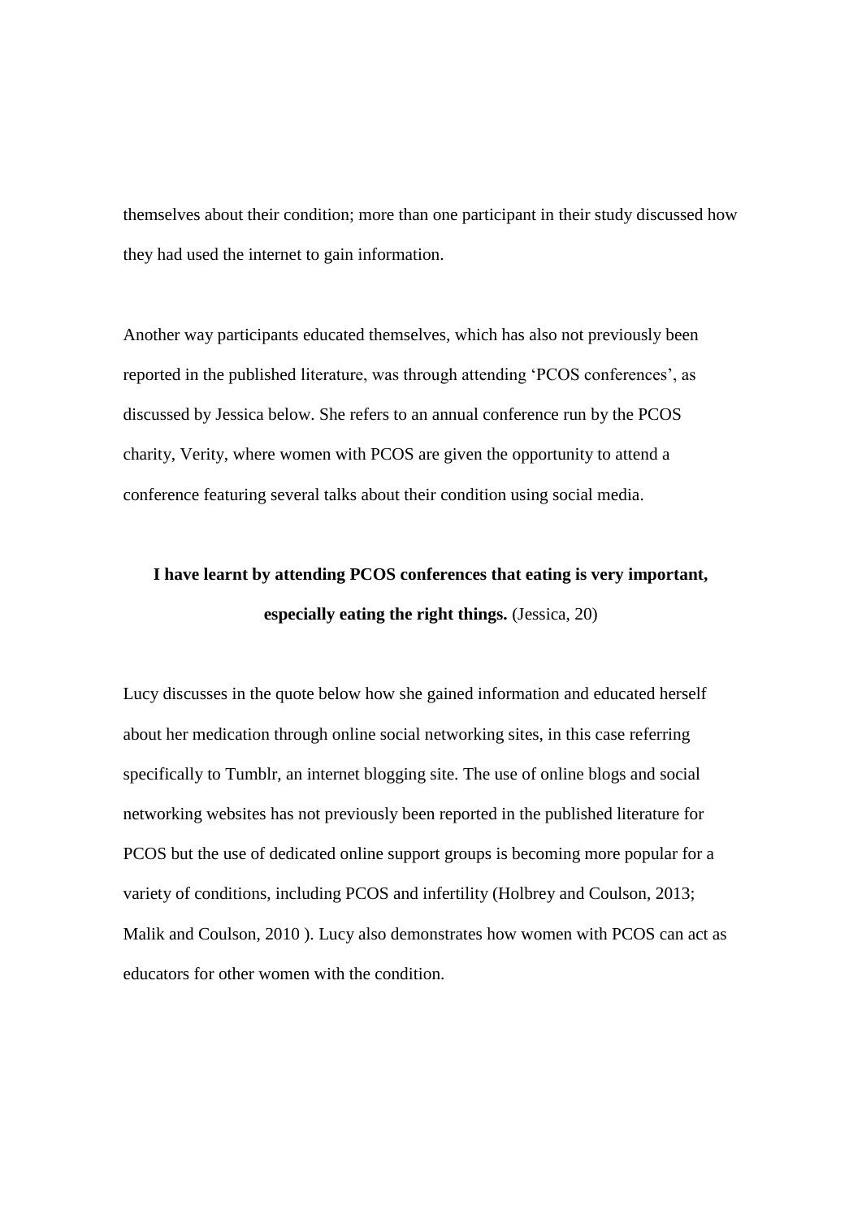themselves about their condition; more than one participant in their study discussed how they had used the internet to gain information.

Another way participants educated themselves, which has also not previously been reported in the published literature, was through attending 'PCOS conferences', as discussed by Jessica below. She refers to an annual conference run by the PCOS charity, Verity, where women with PCOS are given the opportunity to attend a conference featuring several talks about their condition using social media.

> **I have learnt by attending PCOS conferences that eating is very important, especially eating the right things.** (Jessica, 20)

Lucy discusses in the quote below how she gained information and educated herself about her medication through online social networking sites, in this case referring specifically to Tumblr, an internet blogging site. The use of online blogs and social networking websites has not previously been reported in the published literature for PCOS but the use of dedicated online support groups is becoming more popular for a variety of conditions, including PCOS and infertility (Holbrey and Coulson, 2013; Malik and Coulson, 2010 ). Lucy also demonstrates how women with PCOS can act as educators for other women with the condition.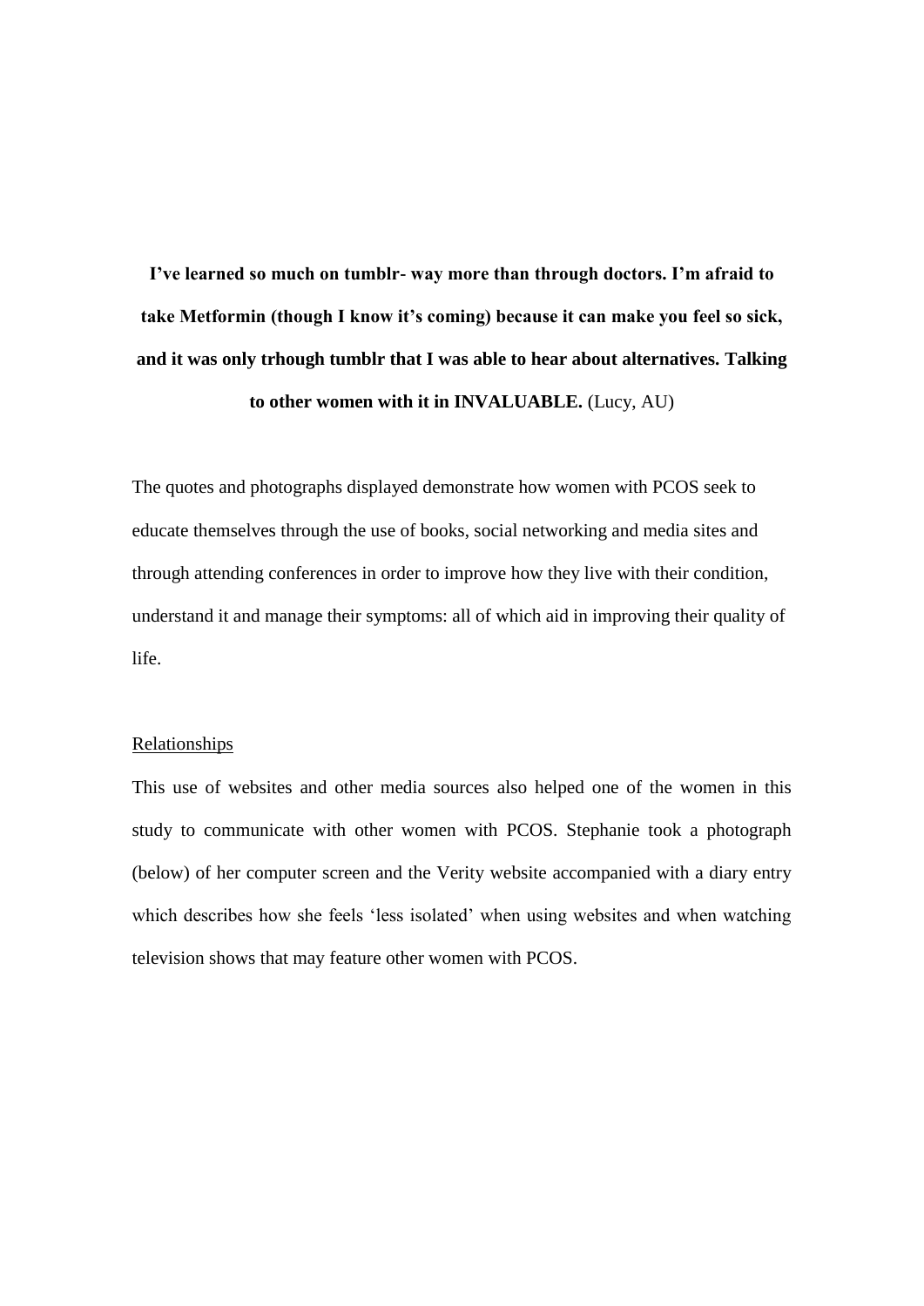**I've learned so much on tumblr- way more than through doctors. I'm afraid to take Metformin (though I know it's coming) because it can make you feel so sick, and it was only trhough tumblr that I was able to hear about alternatives. Talking to other women with it in INVALUABLE.** (Lucy, AU)

The quotes and photographs displayed demonstrate how women with PCOS seek to educate themselves through the use of books, social networking and media sites and through attending conferences in order to improve how they live with their condition, understand it and manage their symptoms: all of which aid in improving their quality of life.

<u>Relationships</u>

This use of websites and other media sources also helped one of the women in this study to communicate with other women with PCOS. Stephanie took a photograph (below) of her computer screen and the Verity website accompanied with a diary entry which describes how she feels 'less isolated' when using websites and when watching television shows that may feature other women with PCOS.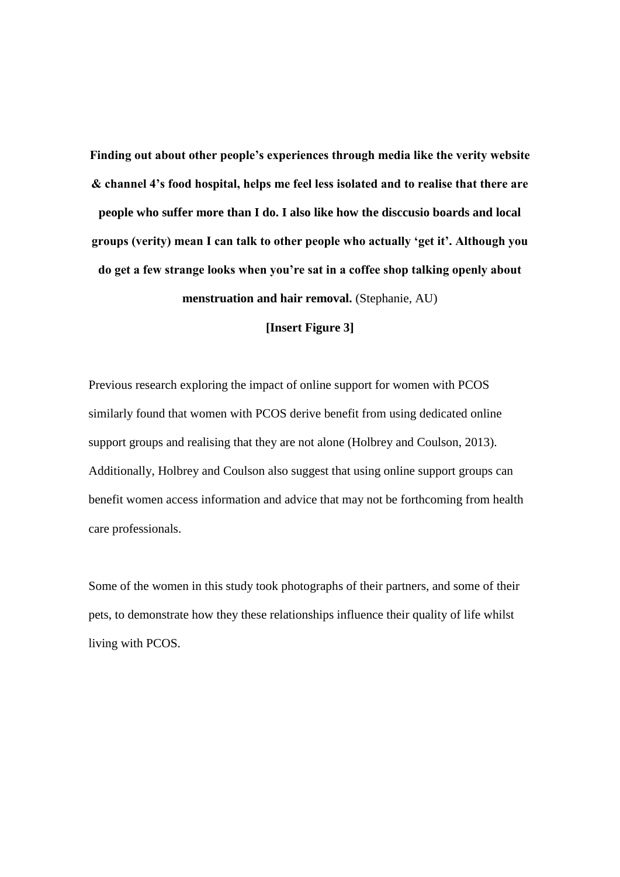**Finding out about other people's experiences through media like the verity website & channel 4's food hospital, helps me feel less isolated and to realise that there are people who suffer more than I do. I also like how the disccusio boards and local groups (verity) mean I can talk to other people who actually 'get it'. Although you do get a few strange looks when you're sat in a coffee shop talking openly about menstruation and hair removal.** (Stephanie, AU)

**[Insert Figure 3]**

Previous research exploring the impact of online support for women with PCOS similarly found that women with PCOS derive benefit from using dedicated online support groups and realising that they are not alone (Holbrey and Coulson, 2013). Additionally, Holbrey and Coulson also suggest that using online support groups can benefit women access information and advice that may not be forthcoming from health care professionals.

Some of the women in this study took photographs of their partners, and some of their pets, to demonstrate how they these relationships influence their quality of life whilst living with PCOS.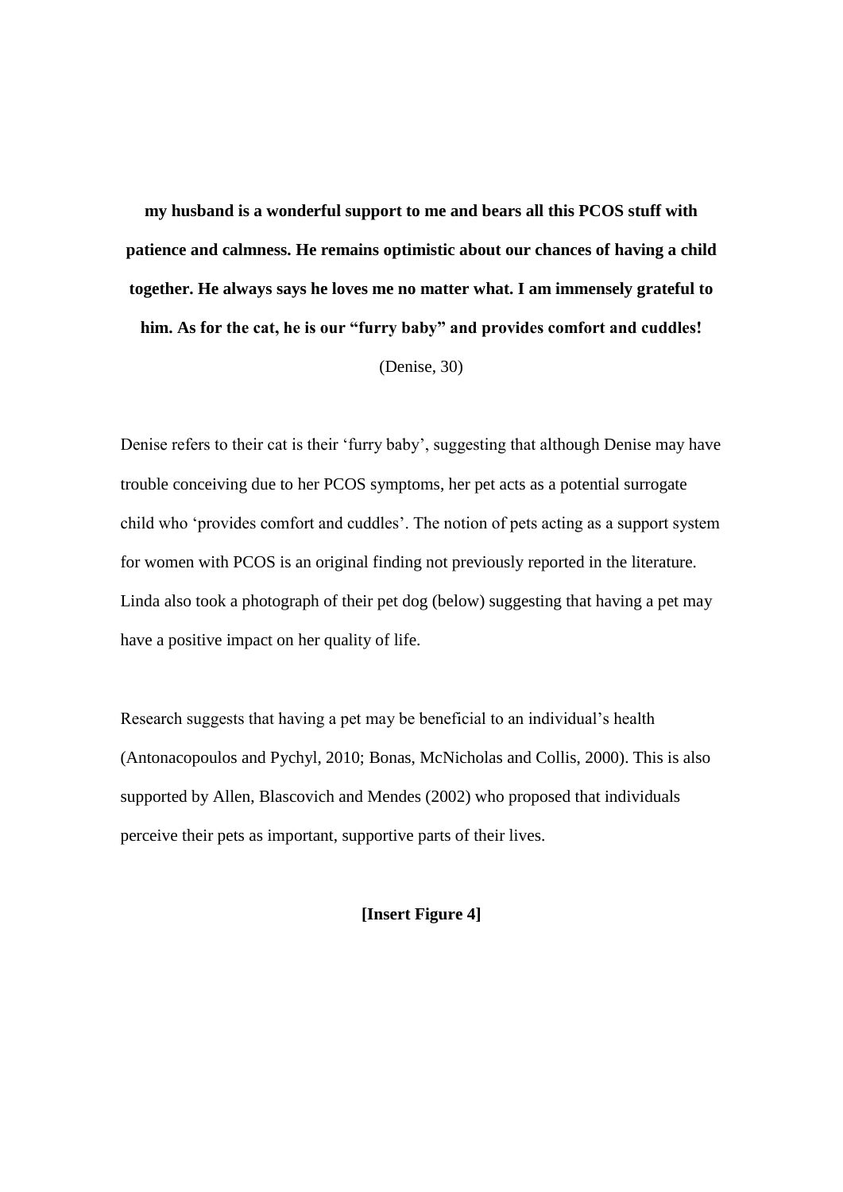**my husband is a wonderful support to me and bears all this PCOS stuff with patience and calmness. He remains optimistic about our chances of having a child together. He always says he loves me no matter what. I am immensely grateful to him. As for the cat, he is our "furry baby" and provides comfort and cuddles!**

(Denise, 30)

Denise refers to their cat is their 'furry baby', suggesting that although Denise may have trouble conceiving due to her PCOS symptoms, her pet acts as a potential surrogate child who 'provides comfort and cuddles'. The notion of pets acting as a support system for women with PCOS is an original finding not previously reported in the literature. Linda also took a photograph of their pet dog (below) suggesting that having a pet may have a positive impact on her quality of life.

Research suggests that having a pet may be beneficial to an individual's health (Antonacopoulos and Pychyl, 2010; Bonas, McNicholas and Collis, 2000). This is also supported by Allen, Blascovich and Mendes (2002) who proposed that individuals perceive their pets as important, supportive parts of their lives.

**[Insert Figure 4]**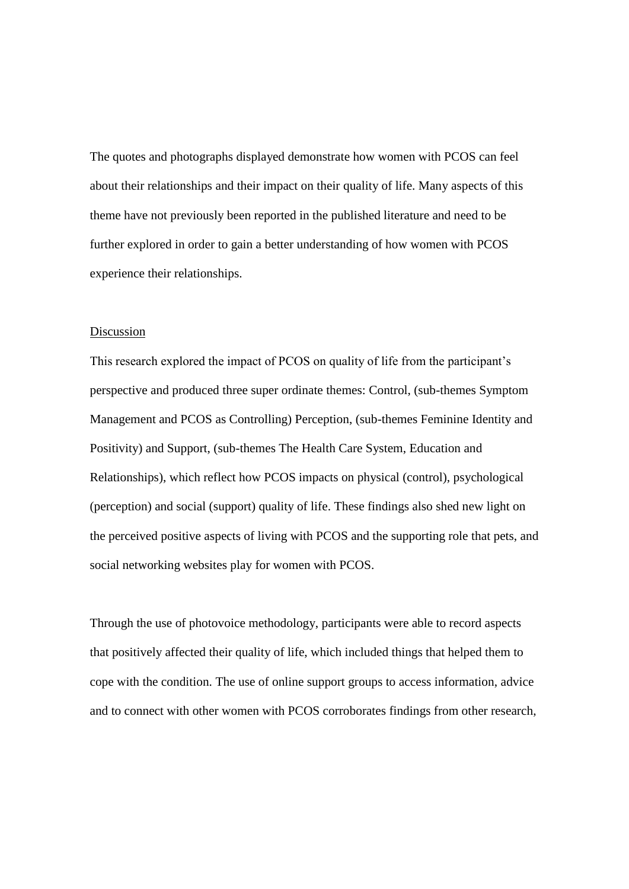The quotes and photographs displayed demonstrate how women with PCOS can feel about their relationships and their impact on their quality of life. Many aspects of this theme have not previously been reported in the published literature and need to be further explored in order to gain a better understanding of how women with PCOS experience their relationships.

## Discussion

This research explored the impact of PCOS on quality of life from the participant's perspective and produced three super ordinate themes: Control, (sub-themes Symptom Management and PCOS as Controlling) Perception, (sub-themes Feminine Identity and Positivity) and Support, (sub-themes The Health Care System, Education and Relationships), which reflect how PCOS impacts on physical (control), psychological (perception) and social (support) quality of life. These findings also shed new light on the perceived positive aspects of living with PCOS and the supporting role that pets, and social networking websites play for women with PCOS.

Through the use of photovoice methodology, participants were able to record aspects that positively affected their quality of life, which included things that helped them to cope with the condition. The use of online support groups to access information, advice and to connect with other women with PCOS corroborates findings from other research,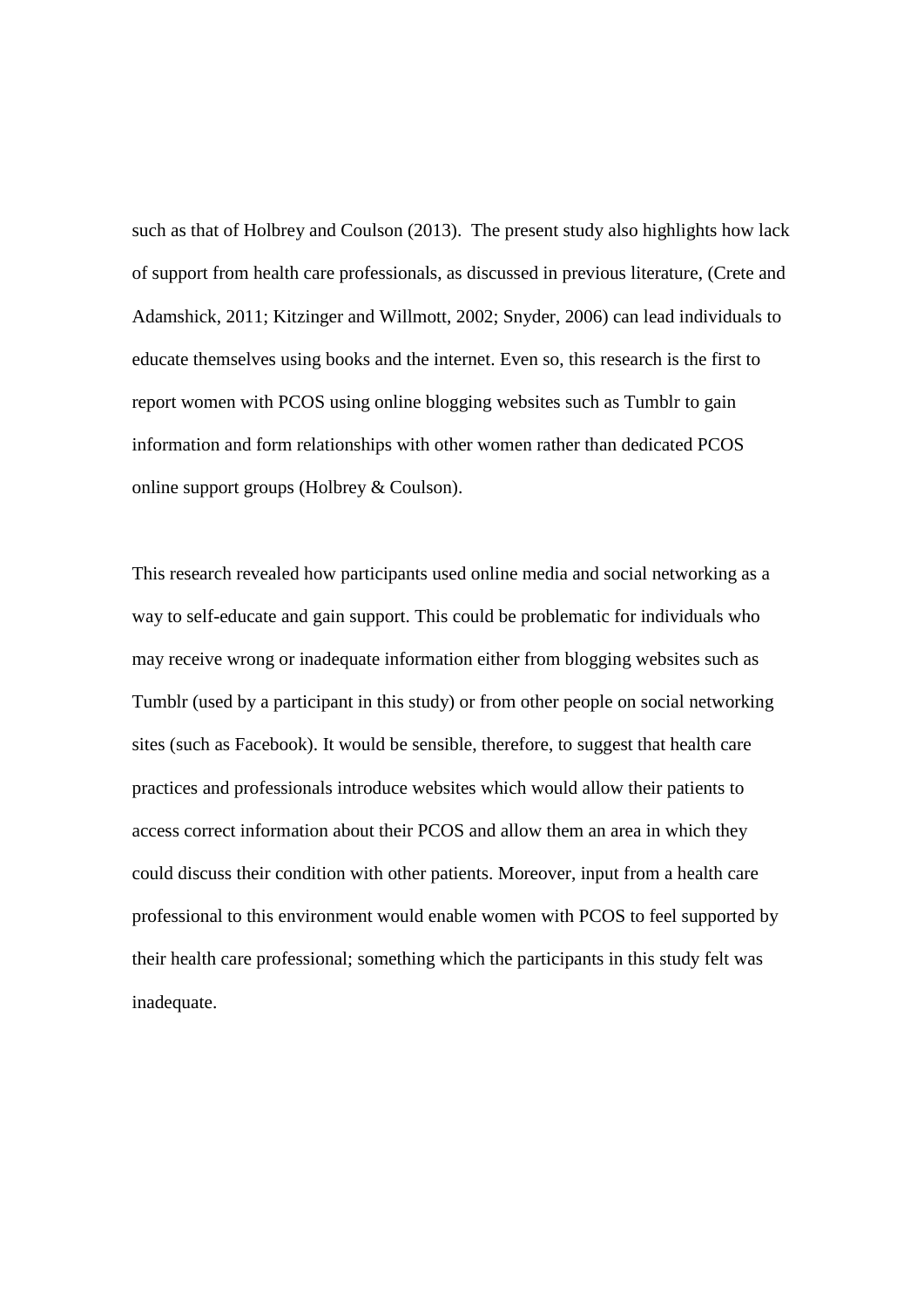such as that of Holbrey and Coulson (2013).  The present study also highlights how lack of support from health care professionals, as discussed in previous literature, (Crete and Adamshick, 2011; Kitzinger and Willmott, 2002; Snyder, 2006) can lead individuals to educate themselves using books and the internet. Even so, this research is the first to report women with PCOS using online blogging websites such as Tumblr to gain information and form relationships with other women rather than dedicated PCOS online support groups (Holbrey & Coulson).

This research revealed how participants used online media and social networking as a way to self-educate and gain support. This could be problematic for individuals who may receive wrong or inadequate information either from blogging websites such as Tumblr (used by a participant in this study) or from other people on social networking sites (such as Facebook). It would be sensible, therefore, to suggest that health care practices and professionals introduce websites which would allow their patients to access correct information about their PCOS and allow them an area in which they could discuss their condition with other patients. Moreover, input from a health care professional to this environment would enable women with PCOS to feel supported by their health care professional; something which the participants in this study felt was inadequate.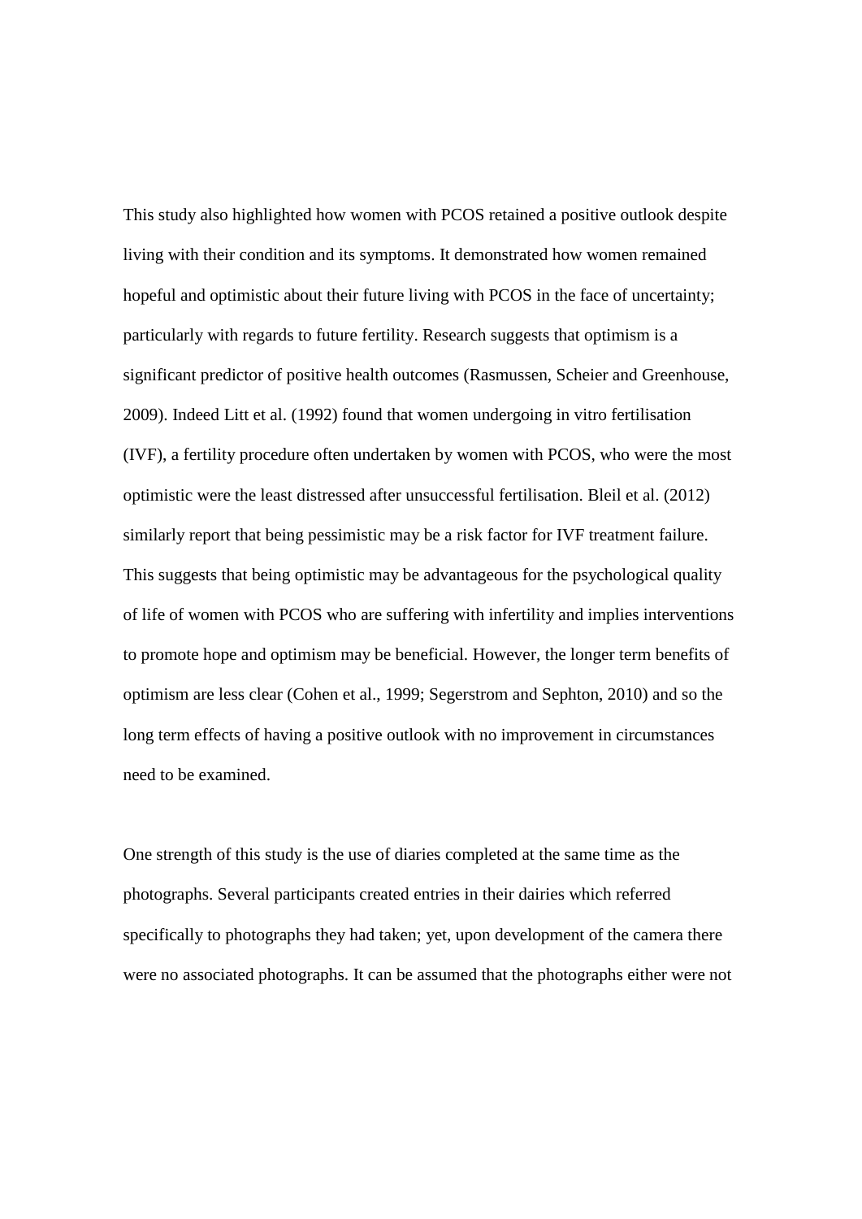This study also highlighted how women with PCOS retained a positive outlook despite living with their condition and its symptoms. It demonstrated how women remained hopeful and optimistic about their future living with PCOS in the face of uncertainty; particularly with regards to future fertility. Research suggests that optimism is a significant predictor of positive health outcomes (Rasmussen, Scheier and Greenhouse, 2009). Indeed Litt et al. (1992) found that women undergoing in vitro fertilisation (IVF), a fertility procedure often undertaken by women with PCOS, who were the most optimistic were the least distressed after unsuccessful fertilisation. Bleil et al. (2012) similarly report that being pessimistic may be a risk factor for IVF treatment failure. This suggests that being optimistic may be advantageous for the psychological quality of life of women with PCOS who are suffering with infertility and implies interventions to promote hope and optimism may be beneficial. However, the longer term benefits of optimism are less clear (Cohen et al., 1999; Segerstrom and Sephton, 2010) and so the long term effects of having a positive outlook with no improvement in circumstances need to be examined.

One strength of this study is the use of diaries completed at the same time as the photographs. Several participants created entries in their dairies which referred specifically to photographs they had taken; yet, upon development of the camera there were no associated photographs. It can be assumed that the photographs either were not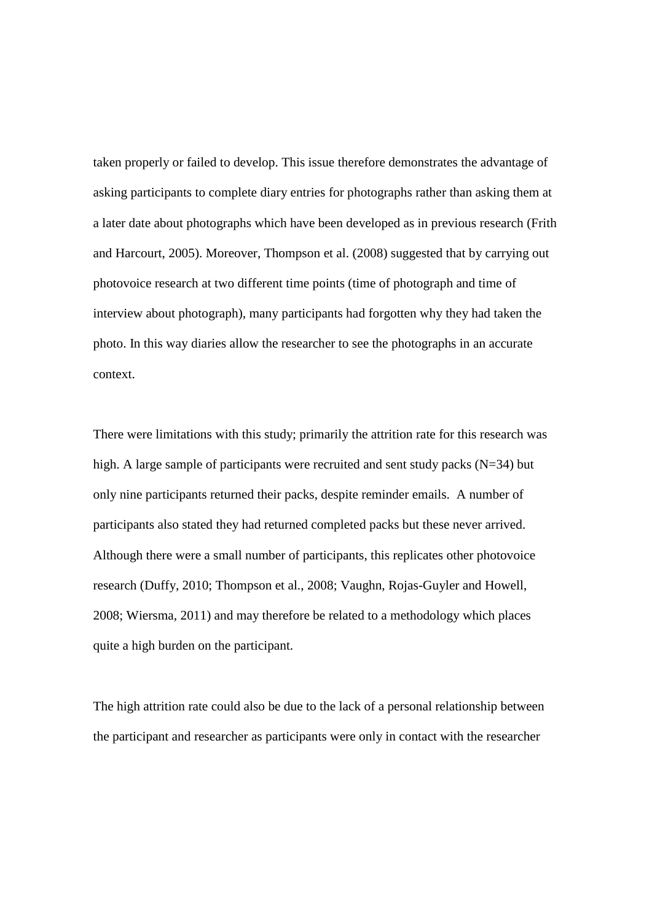taken properly or failed to develop. This issue therefore demonstrates the advantage of asking participants to complete diary entries for photographs rather than asking them at a later date about photographs which have been developed as in previous research (Frith and Harcourt, 2005). Moreover, Thompson et al. (2008) suggested that by carrying out photovoice research at two different time points (time of photograph and time of interview about photograph), many participants had forgotten why they had taken the photo. In this way diaries allow the researcher to see the photographs in an accurate context.

There were limitations with this study; primarily the attrition rate for this research was high. A large sample of participants were recruited and sent study packs (N=34) but only nine participants returned their packs, despite reminder emails. A number of participants also stated they had returned completed packs but these never arrived. Although there were a small number of participants, this replicates other photovoice research (Duffy, 2010; Thompson et al., 2008; Vaughn, Rojas-Guyler and Howell, 2008; Wiersma, 2011) and may therefore be related to a methodology which places quite a high burden on the participant.

The high attrition rate could also be due to the lack of a personal relationship between the participant and researcher as participants were only in contact with the researcher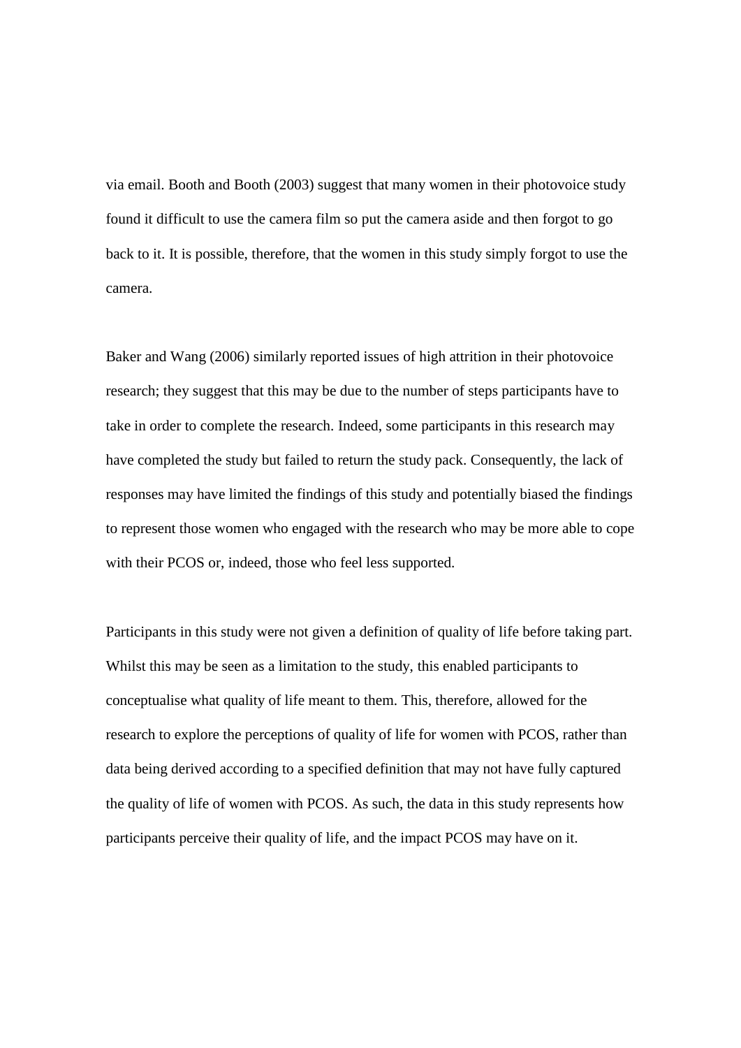via email. Booth and Booth (2003) suggest that many women in their photovoice study found it difficult to use the camera film so put the camera aside and then forgot to go back to it. It is possible, therefore, that the women in this study simply forgot to use the camera.

Baker and Wang (2006) similarly reported issues of high attrition in their photovoice research; they suggest that this may be due to the number of steps participants have to take in order to complete the research. Indeed, some participants in this research may have completed the study but failed to return the study pack. Consequently, the lack of responses may have limited the findings of this study and potentially biased the findings to represent those women who engaged with the research who may be more able to cope with their PCOS or, indeed, those who feel less supported.

Participants in this study were not given a definition of quality of life before taking part. Whilst this may be seen as a limitation to the study, this enabled participants to conceptualise what quality of life meant to them. This, therefore, allowed for the research to explore the perceptions of quality of life for women with PCOS, rather than data being derived according to a specified definition that may not have fully captured the quality of life of women with PCOS. As such, the data in this study represents how participants perceive their quality of life, and the impact PCOS may have on it.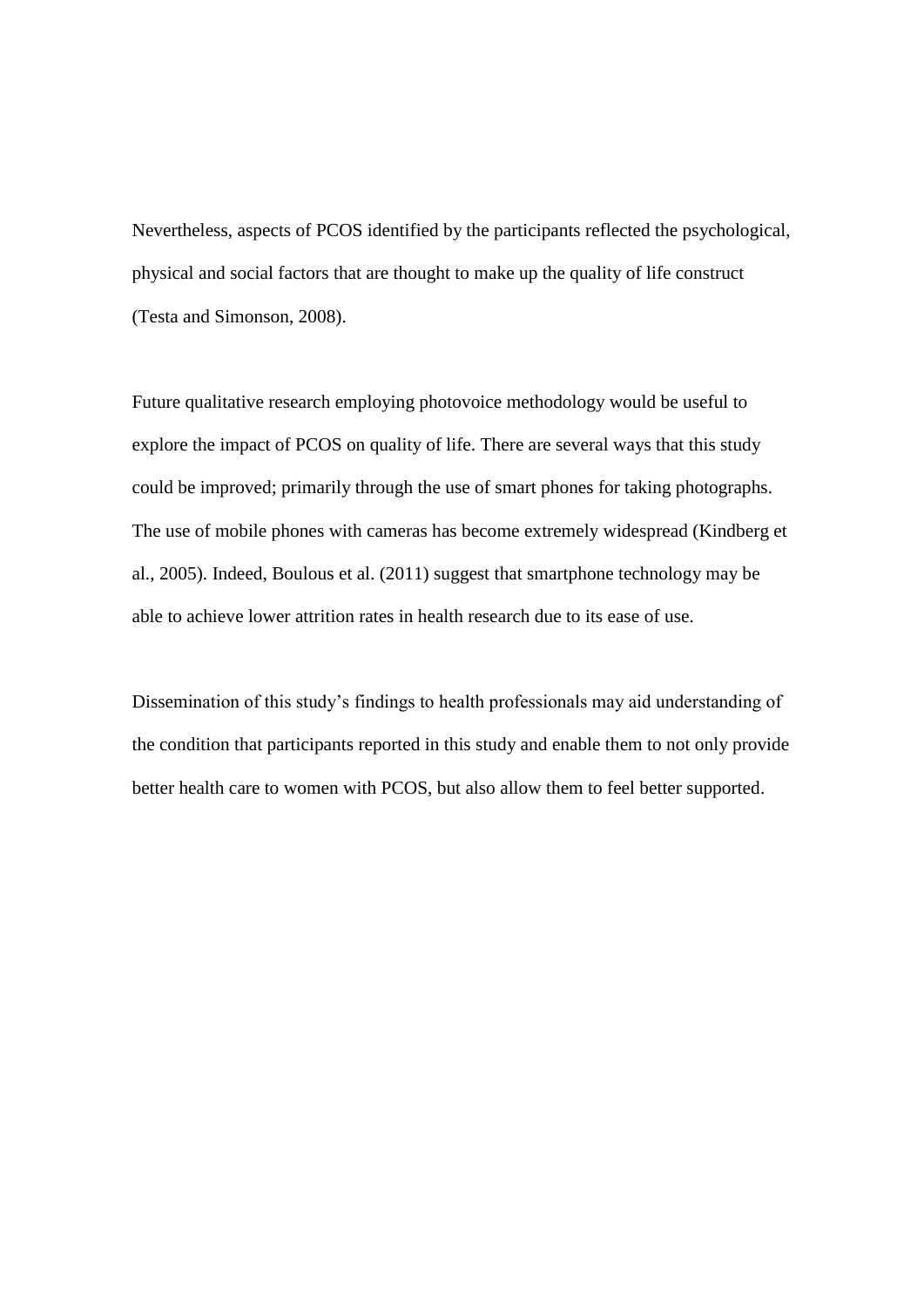Nevertheless, aspects of PCOS identified by the participants reflected the psychological, physical and social factors that are thought to make up the quality of life construct (Testa and Simonson, 2008).

Future qualitative research employing photovoice methodology would be useful to explore the impact of PCOS on quality of life. There are several ways that this study could be improved; primarily through the use of smart phones for taking photographs. The use of mobile phones with cameras has become extremely widespread (Kindberg et al., 2005). Indeed, Boulous et al. (2011) suggest that smartphone technology may be able to achieve lower attrition rates in health research due to its ease of use.

Dissemination of this study's findings to health professionals may aid understanding of the condition that participants reported in this study and enable them to not only provide better health care to women with PCOS, but also allow them to feel better supported.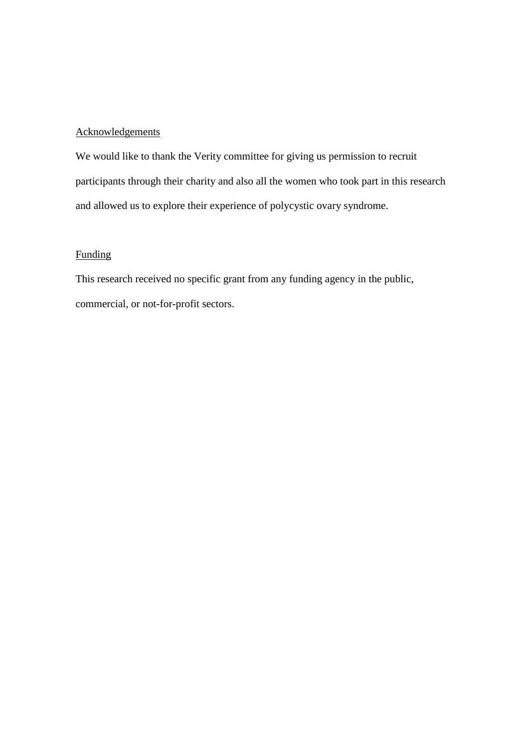## Acknowledgements

We would like to thank the Verity committee for giving us permission to recruit participants through their charity and also all the women who took part in this research and allowed us to explore their experience of polycystic ovary syndrome.

## Funding

This research received no specific grant from any funding agency in the public, commercial, or not-for-profit sectors.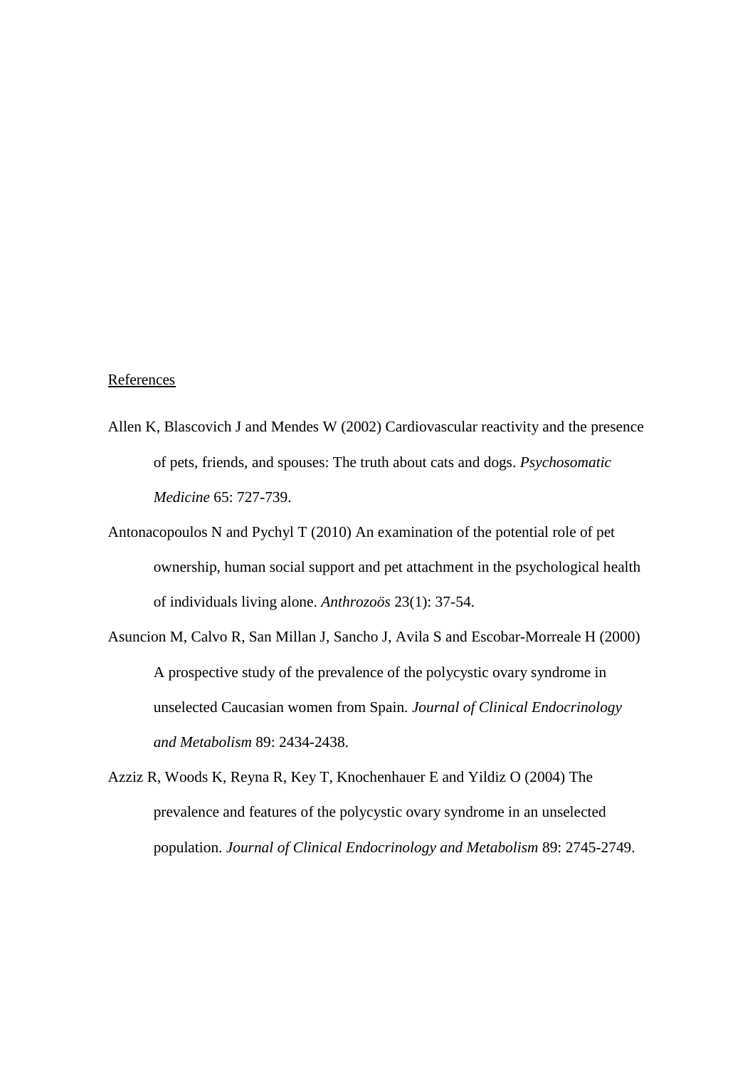## References

Allen K, Blascovich J and Mendes W (2002) Cardiovascular reactivity and the presence of pets, friends, and spouses: The truth about cats and dogs. *Psychosomatic Medicine* 65: 727-739.

Antonacopoulos N and Pychyl T (2010) An examination of the potential role of pet ownership, human social support and pet attachment in the psychological health of individuals living alone. *Anthrozoös* 23(1): 37-54.

Asuncion M, Calvo R, San Millan J, Sancho J, Avila S and Escobar-Morreale H (2000) A prospective study of the prevalence of the polycystic ovary syndrome in unselected Caucasian women from Spain. *Journal of Clinical Endocrinology and Metabolism* 89: 2434-2438.

Azziz R, Woods K, Reyna R, Key T, Knochenhauer E and Yildiz O (2004) The prevalence and features of the polycystic ovary syndrome in an unselected population. *Journal of Clinical Endocrinology and Metabolism* 89: 2745-2749.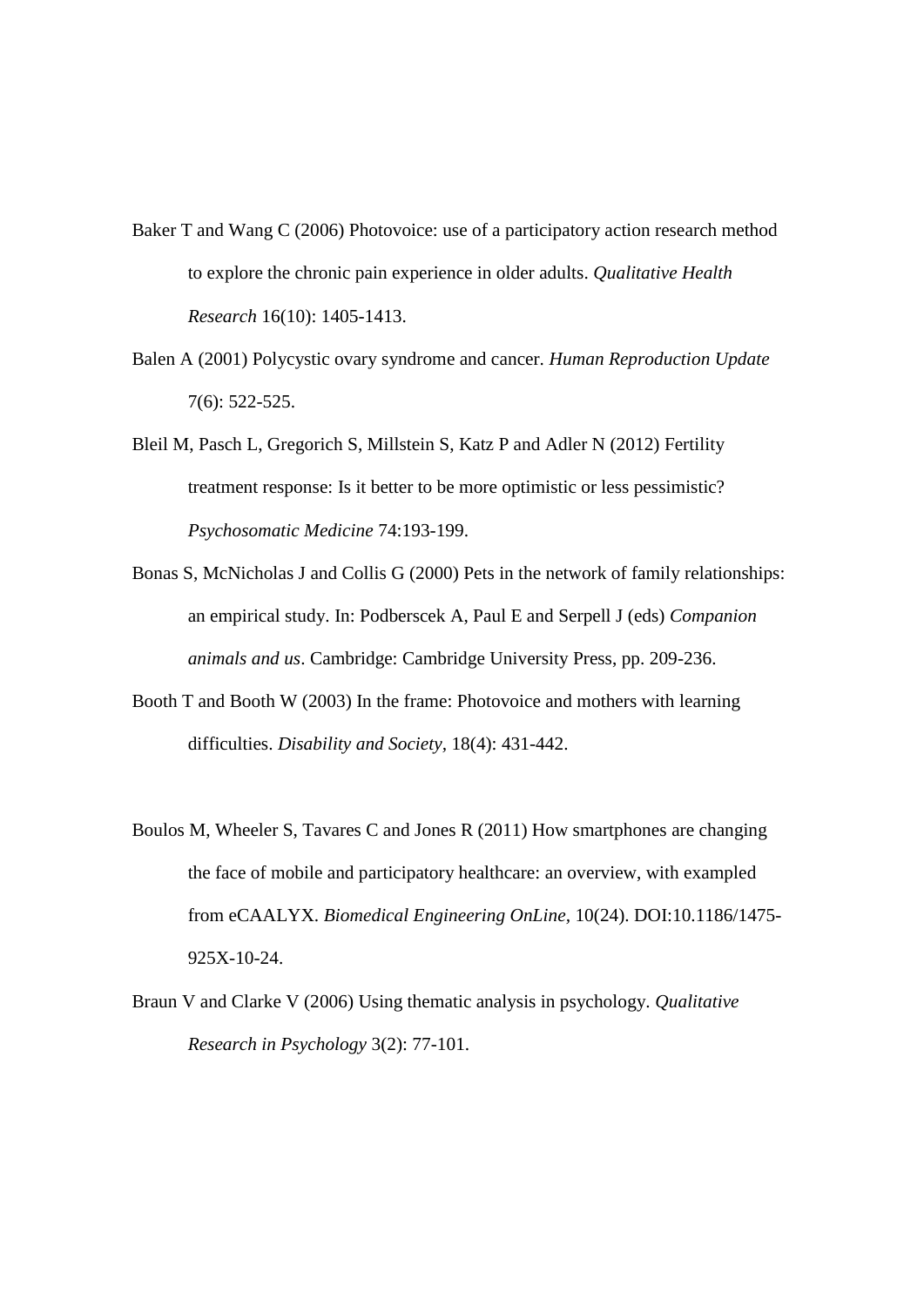Baker T and Wang C (2006) Photovoice: use of a participatory action research method to explore the chronic pain experience in older adults. *Qualitative Health Research* 16(10): 1405-1413.

Balen A (2001) Polycystic ovary syndrome and cancer. *Human Reproduction Update* 7(6): 522-525.

Bleil M, Pasch L, Gregorich S, Millstein S, Katz P and Adler N (2012) Fertility treatment response: Is it better to be more optimistic or less pessimistic? *Psychosomatic Medicine* 74:193-199.

Bonas S, McNicholas J and Collis G (2000) Pets in the network of family relationships: an empirical study. In: Podberscek A, Paul E and Serpell J (eds) *Companion animals and us*. Cambridge: Cambridge University Press, pp. 209-236.

Booth T and Booth W (2003) In the frame: Photovoice and mothers with learning difficulties. *Disability and Society*, 18(4): 431-442.

Boulos M, Wheeler S, Tavares C and Jones R (2011) How smartphones are changing the face of mobile and participatory healthcare: an overview, with exampled from eCAALYX. *Biomedical Engineering OnLine*, 10(24). DOI:10.1186/1475-925X-10-24.

Braun V and Clarke V (2006) Using thematic analysis in psychology. *Qualitative Research in Psychology* 3(2): 77-101.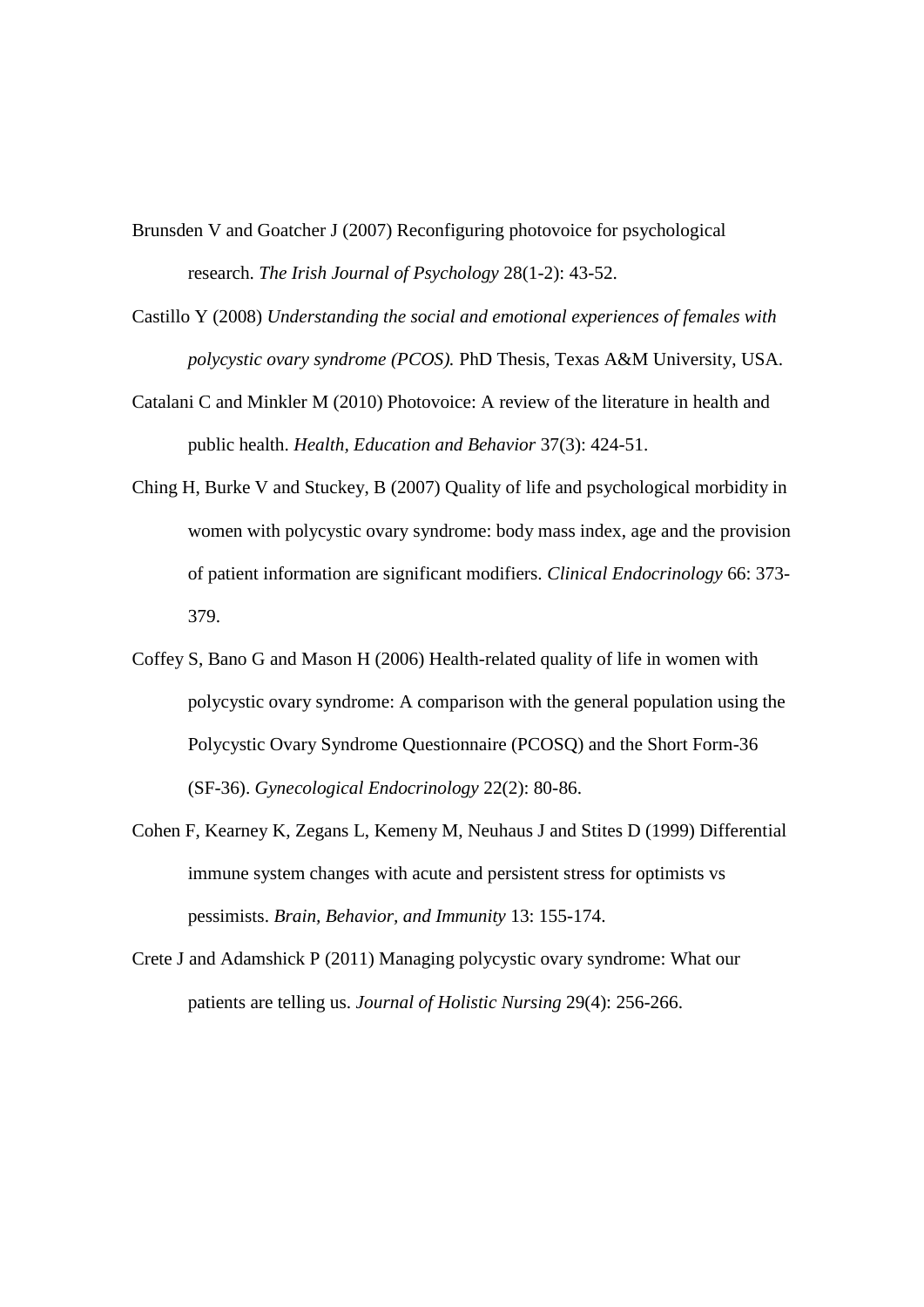Brunsden V and Goatcher J (2007) Reconfiguring photovoice for psychological research. *The Irish Journal of Psychology* 28(1-2): 43-52.

Castillo Y (2008) *Understanding the social and emotional experiences of females with polycystic ovary syndrome (PCOS).* PhD Thesis, Texas A&M University, USA.

Catalani C and Minkler M (2010) Photovoice: A review of the literature in health and public health. *Health, Education and Behavior* 37(3): 424-51.

Ching H, Burke V and Stuckey, B (2007) Quality of life and psychological morbidity in women with polycystic ovary syndrome: body mass index, age and the provision of patient information are significant modifiers. *Clinical Endocrinology* 66: 373-379.

Coffey S, Bano G and Mason H (2006) Health-related quality of life in women with polycystic ovary syndrome: A comparison with the general population using the Polycystic Ovary Syndrome Questionnaire (PCOSQ) and the Short Form-36 (SF-36). *Gynecological Endocrinology* 22(2): 80-86.

Cohen F, Kearney K, Zegans L, Kemeny M, Neuhaus J and Stites D (1999) Differential immune system changes with acute and persistent stress for optimists vs pessimists. *Brain, Behavior, and Immunity* 13: 155-174.

Crete J and Adamshick P (2011) Managing polycystic ovary syndrome: What our patients are telling us. *Journal of Holistic Nursing* 29(4): 256-266.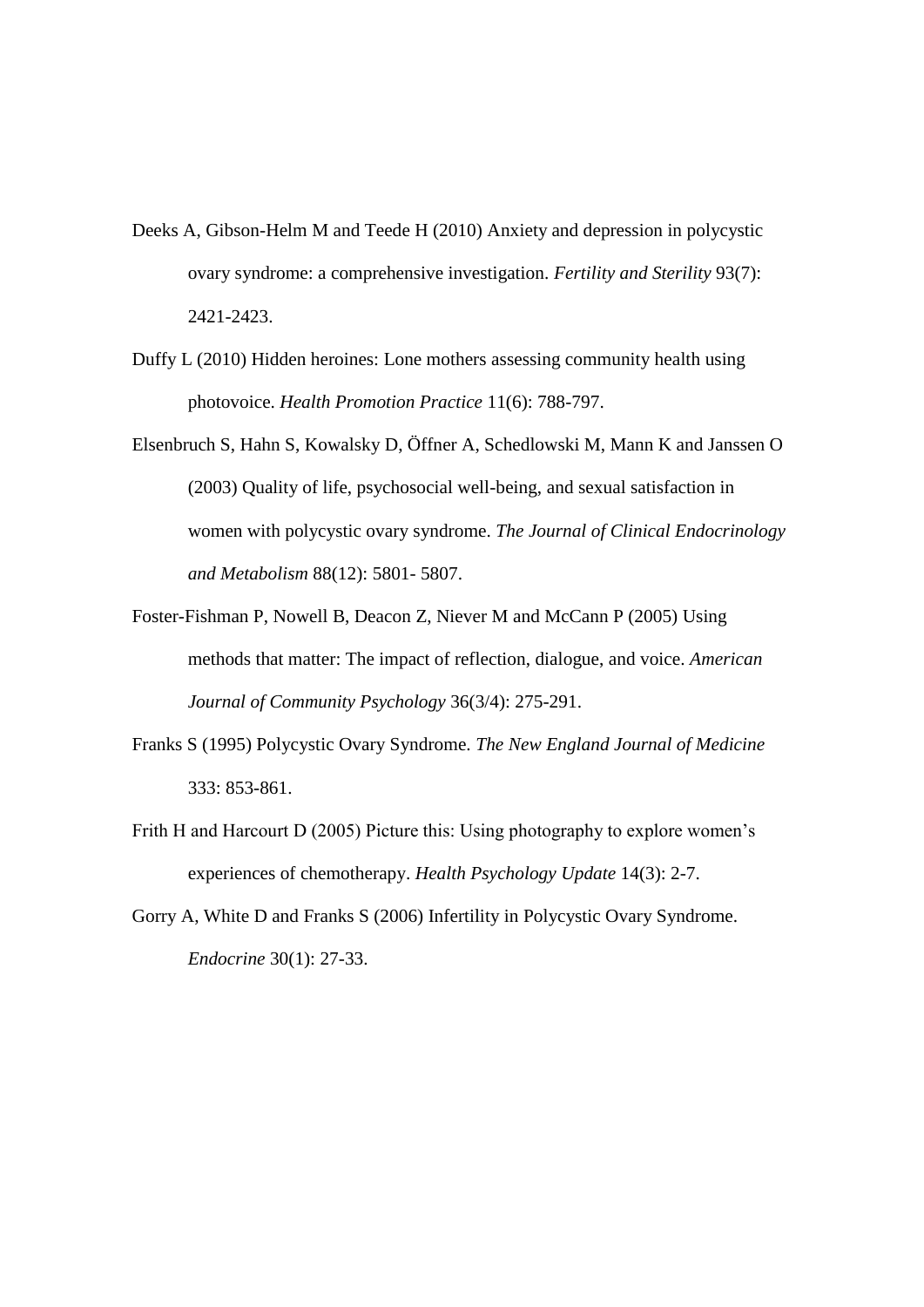Deeks A, Gibson-Helm M and Teede H (2010) Anxiety and depression in polycystic ovary syndrome: a comprehensive investigation. *Fertility and Sterility* 93(7): 2421-2423.

Duffy L (2010) Hidden heroines: Lone mothers assessing community health using photovoice. *Health Promotion Practice* 11(6): 788-797.

Elsenbruch S, Hahn S, Kowalsky D, Öffner A, Schedlowski M, Mann K and Janssen O (2003) Quality of life, psychosocial well-being, and sexual satisfaction in women with polycystic ovary syndrome. *The Journal of Clinical Endocrinology and Metabolism* 88(12): 5801- 5807.

Foster-Fishman P, Nowell B, Deacon Z, Niever M and McCann P (2005) Using methods that matter: The impact of reflection, dialogue, and voice. *American Journal of Community Psychology* 36(3/4): 275-291.

Franks S (1995) Polycystic Ovary Syndrome. *The New England Journal of Medicine* 333: 853-861.

Frith H and Harcourt D (2005) Picture this: Using photography to explore women's experiences of chemotherapy. *Health Psychology Update* 14(3): 2-7.

Gorry A, White D and Franks S (2006) Infertility in Polycystic Ovary Syndrome. *Endocrine* 30(1): 27-33.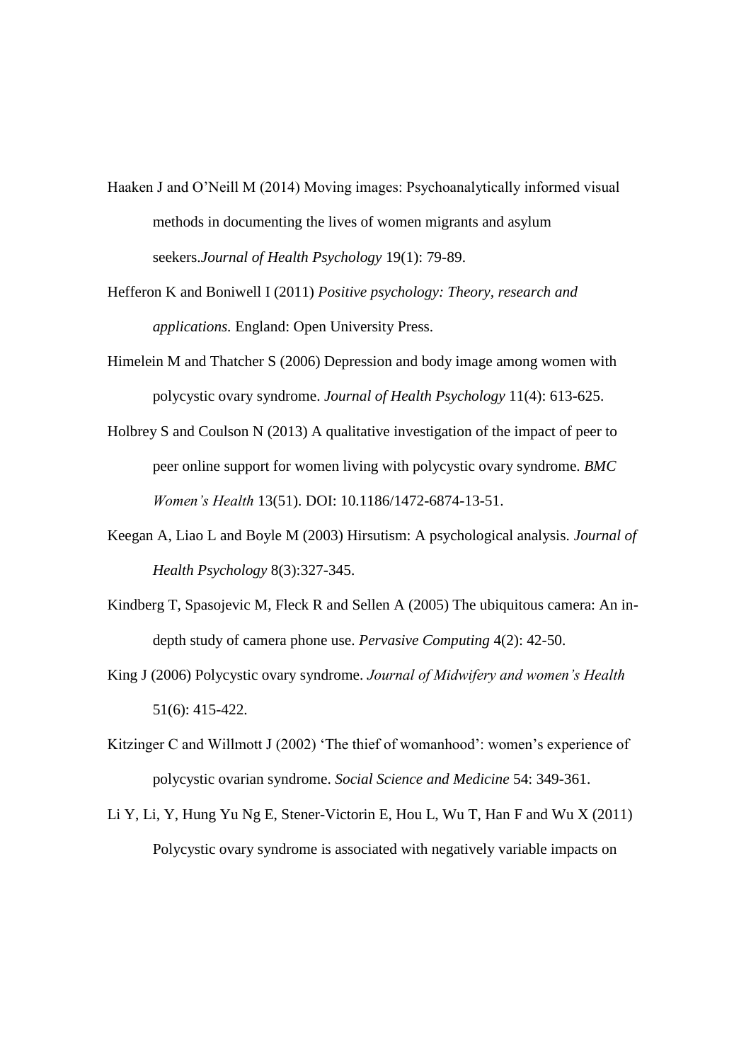Haaken J and O'Neill M (2014) Moving images: Psychoanalytically informed visual methods in documenting the lives of women migrants and asylum seekers.*Journal of Health Psychology* 19(1): 79-89.

Hefferon K and Boniwell I (2011) *Positive psychology: Theory, research and applications.* England: Open University Press.

Himelein M and Thatcher S (2006) Depression and body image among women with polycystic ovary syndrome. *Journal of Health Psychology* 11(4): 613-625.

Holbrey S and Coulson N (2013) A qualitative investigation of the impact of peer to peer online support for women living with polycystic ovary syndrome. *BMC Women's Health* 13(51). DOI: 10.1186/1472-6874-13-51.

Keegan A, Liao L and Boyle M (2003) Hirsutism: A psychological analysis. *Journal of Health Psychology* 8(3):327-345.

Kindberg T, Spasojevic M, Fleck R and Sellen A (2005) The ubiquitous camera: An in-depth study of camera phone use. *Pervasive Computing* 4(2): 42-50.

King J (2006) Polycystic ovary syndrome. *Journal of Midwifery and women's Health* 51(6): 415-422.

Kitzinger C and Willmott J (2002) 'The thief of womanhood': women's experience of polycystic ovarian syndrome. *Social Science and Medicine* 54: 349-361.

Li Y, Li, Y, Hung Yu Ng E, Stener-Victorin E, Hou L, Wu T, Han F and Wu X (2011) Polycystic ovary syndrome is associated with negatively variable impacts on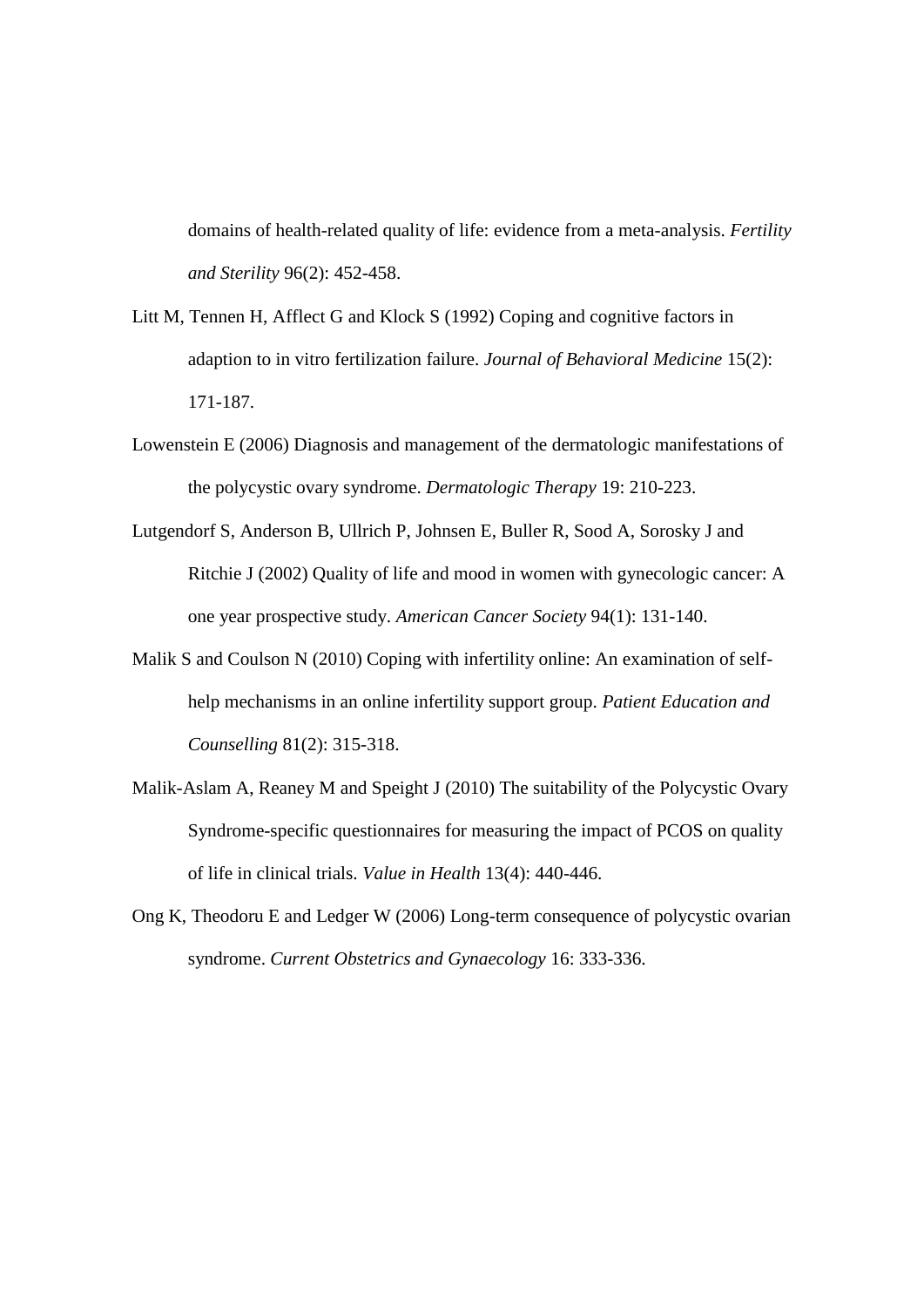domains of health-related quality of life: evidence from a meta-analysis. *Fertility and Sterility* 96(2): 452-458.

Litt M, Tennen H, Afflect G and Klock S (1992) Coping and cognitive factors in adaption to in vitro fertilization failure. *Journal of Behavioral Medicine* 15(2): 171-187.

Lowenstein E (2006) Diagnosis and management of the dermatologic manifestations of the polycystic ovary syndrome. *Dermatologic Therapy* 19: 210-223.

Lutgendorf S, Anderson B, Ullrich P, Johnsen E, Buller R, Sood A, Sorosky J and Ritchie J (2002) Quality of life and mood in women with gynecologic cancer: A one year prospective study. *American Cancer Society* 94(1): 131-140.

Malik S and Coulson N (2010) Coping with infertility online: An examination of self-help mechanisms in an online infertility support group. *Patient Education and Counselling* 81(2): 315-318.

Malik-Aslam A, Reaney M and Speight J (2010) The suitability of the Polycystic Ovary Syndrome-specific questionnaires for measuring the impact of PCOS on quality of life in clinical trials. *Value in Health* 13(4): 440-446.

Ong K, Theodoru E and Ledger W (2006) Long-term consequence of polycystic ovarian syndrome. *Current Obstetrics and Gynaecology* 16: 333-336.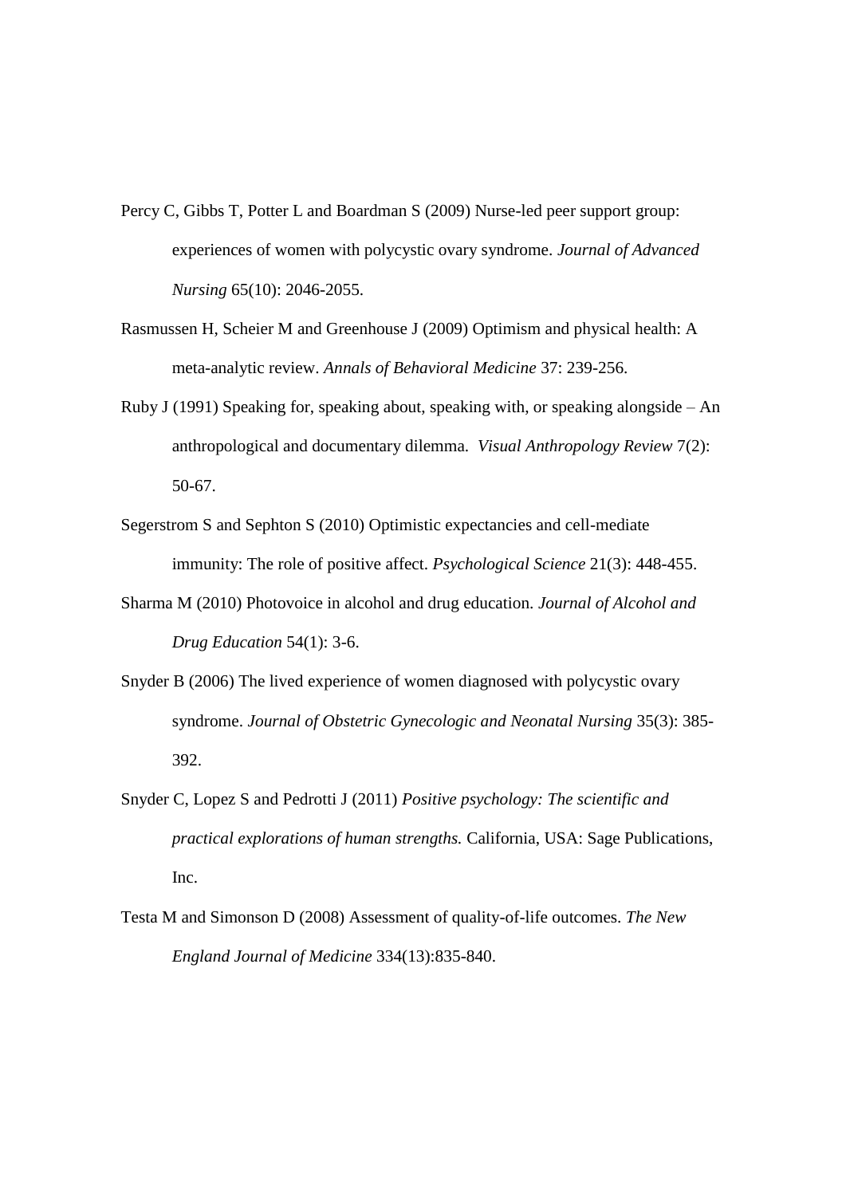Percy C, Gibbs T, Potter L and Boardman S (2009) Nurse-led peer support group: experiences of women with polycystic ovary syndrome. *Journal of Advanced Nursing* 65(10): 2046-2055.

Rasmussen H, Scheier M and Greenhouse J (2009) Optimism and physical health: A meta-analytic review. *Annals of Behavioral Medicine* 37: 239-256.

Ruby J (1991) Speaking for, speaking about, speaking with, or speaking alongside – An anthropological and documentary dilemma. *Visual Anthropology Review* 7(2): 50-67.

Segerstrom S and Sephton S (2010) Optimistic expectancies and cell-mediate immunity: The role of positive affect. *Psychological Science* 21(3): 448-455.

Sharma M (2010) Photovoice in alcohol and drug education. *Journal of Alcohol and Drug Education* 54(1): 3-6.

Snyder B (2006) The lived experience of women diagnosed with polycystic ovary syndrome. *Journal of Obstetric Gynecologic and Neonatal Nursing* 35(3): 385-392.

Snyder C, Lopez S and Pedrotti J (2011) *Positive psychology: The scientific and practical explorations of human strengths.* California, USA: Sage Publications, Inc.

Testa M and Simonson D (2008) Assessment of quality-of-life outcomes. *The New England Journal of Medicine* 334(13):835-840.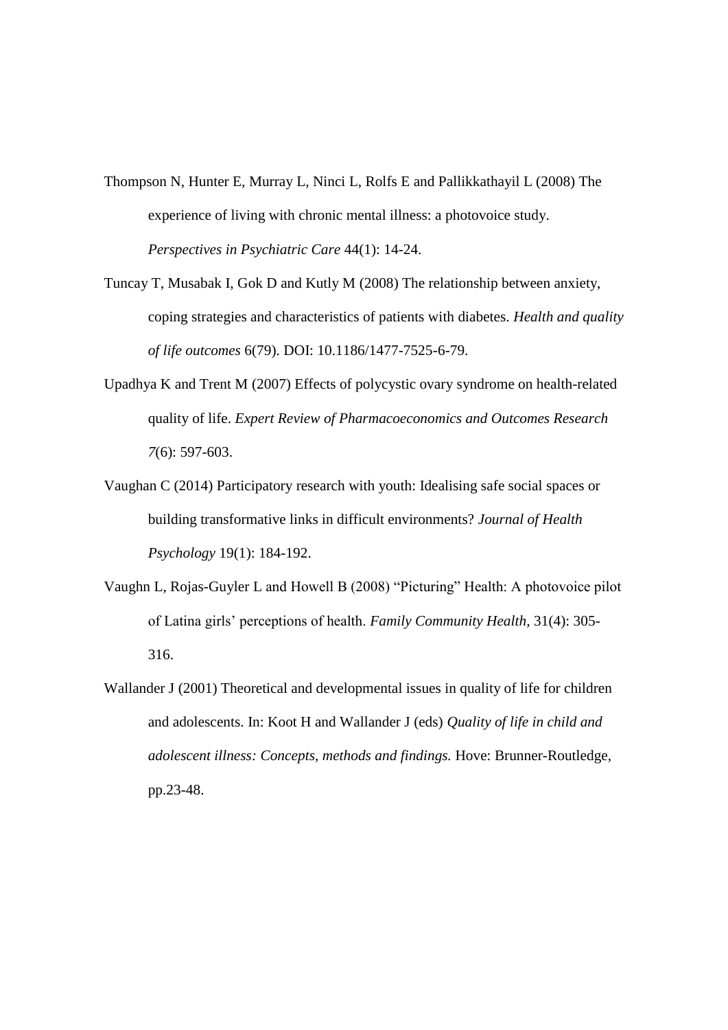Thompson N, Hunter E, Murray L, Ninci L, Rolfs E and Pallikkathayil L (2008) The experience of living with chronic mental illness: a photovoice study. *Perspectives in Psychiatric Care* 44(1): 14-24.

Tuncay T, Musabak I, Gok D and Kutly M (2008) The relationship between anxiety, coping strategies and characteristics of patients with diabetes. *Health and quality of life outcomes* 6(79). DOI: 10.1186/1477-7525-6-79.

Upadhya K and Trent M (2007) Effects of polycystic ovary syndrome on health-related quality of life. *Expert Review of Pharmacoeconomics and Outcomes Research 7*(6): 597-603.

Vaughan C (2014) Participatory research with youth: Idealising safe social spaces or building transformative links in difficult environments? *Journal of Health Psychology* 19(1): 184-192.

Vaughn L, Rojas-Guyler L and Howell B (2008) "Picturing" Health: A photovoice pilot of Latina girls' perceptions of health. *Family Community Health*, 31(4): 305-316.

Wallander J (2001) Theoretical and developmental issues in quality of life for children and adolescents. In: Koot H and Wallander J (eds) *Quality of life in child and adolescent illness: Concepts, methods and findings.* Hove: Brunner-Routledge, pp.23-48.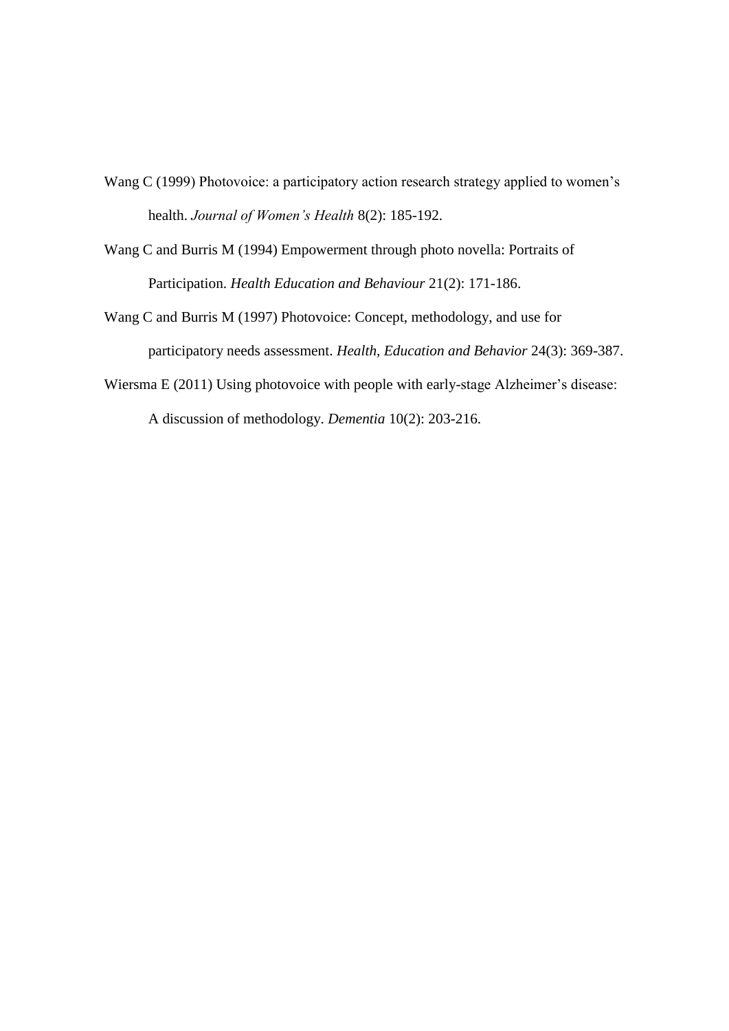Wang C (1999) Photovoice: a participatory action research strategy applied to women's health. *Journal of Women's Health* 8(2): 185-192.

Wang C and Burris M (1994) Empowerment through photo novella: Portraits of Participation. *Health Education and Behaviour* 21(2): 171-186.

Wang C and Burris M (1997) Photovoice: Concept, methodology, and use for participatory needs assessment. *Health, Education and Behavior* 24(3): 369-387.

Wiersma E (2011) Using photovoice with people with early-stage Alzheimer's disease: A discussion of methodology. *Dementia* 10(2): 203-216.